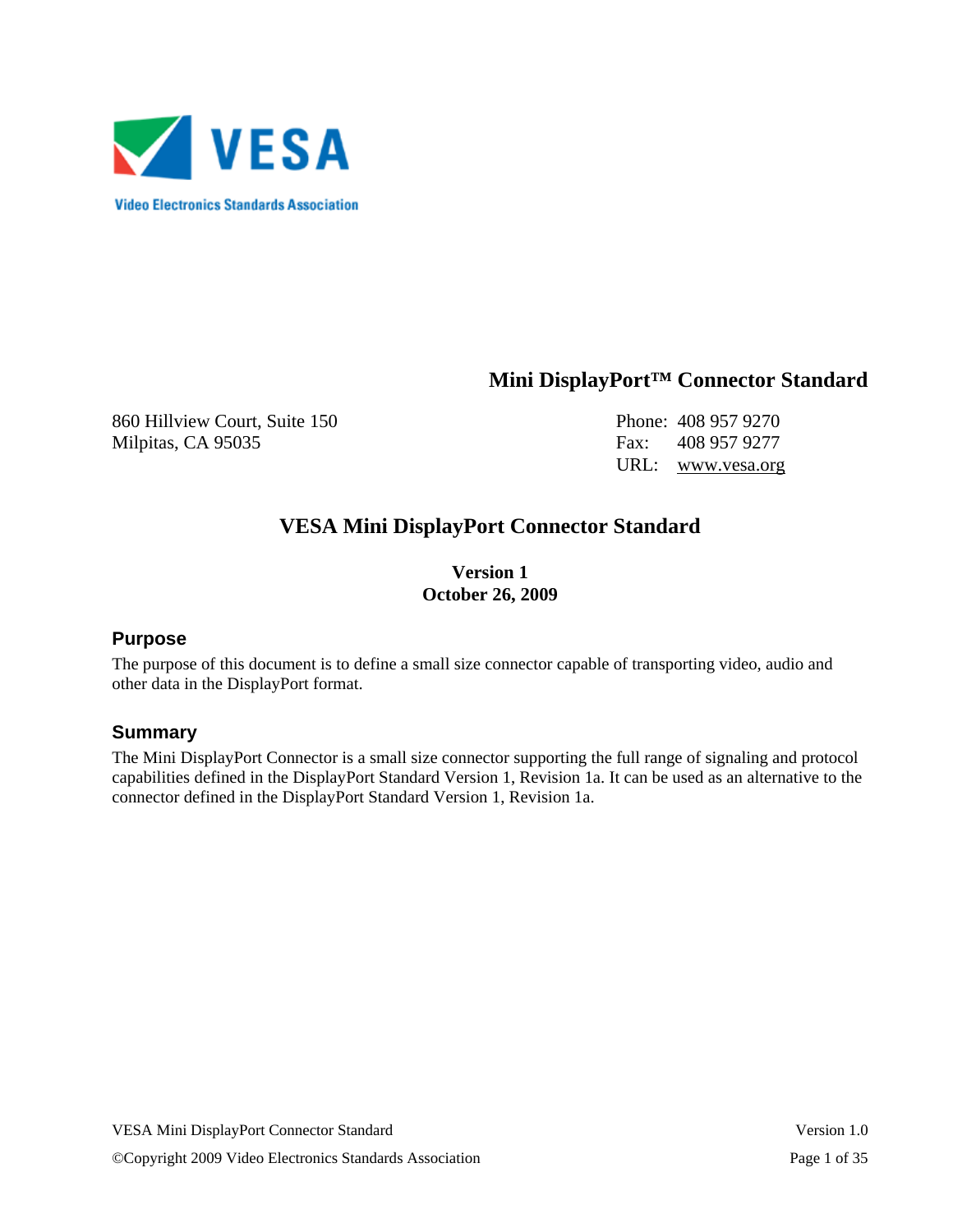VESA

Video Electronics Standards Association

**Mini DisplayPort™ Connector Standard**

860 Hillview Court, Suite 150
Milpitas, CA 95035

Phone: 408 957 9270
Fax: 408 957 9277
URL: www.vesa.org

# VESA Mini DisplayPort Connector Standard

**Version 1**
**October 26, 2009**

## Purpose

The purpose of this document is to define a small size connector capable of transporting video, audio and other data in the DisplayPort format.

## Summary

The Mini DisplayPort Connector is a small size connector supporting the full range of signaling and protocol capabilities defined in the DisplayPort Standard Version 1, Revision 1a. It can be used as an alternative to the connector defined in the DisplayPort Standard Version 1, Revision 1a.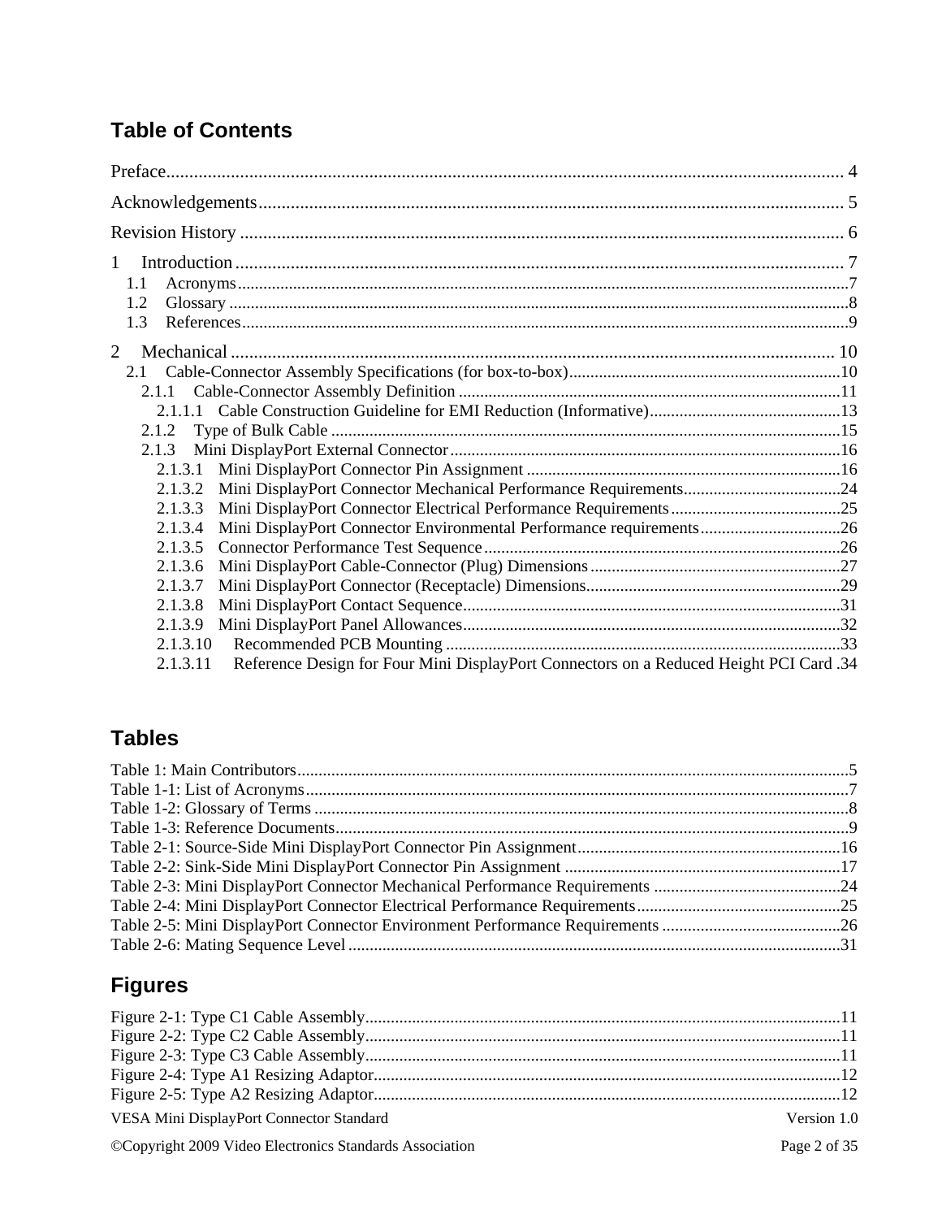## Table of Contents

Preface .......... 4

Acknowledgements .......... 5

Revision History .......... 6

1 Introduction .......... 7

- 1.1 Acronyms .......... 7
- 1.2 Glossary .......... 8
- 1.3 References .......... 9

2 Mechanical .......... 10

- 2.1 Cable-Connector Assembly Specifications (for box-to-box) .......... 10
  - 2.1.1 Cable-Connector Assembly Definition .......... 11
    - 2.1.1.1 Cable Construction Guideline for EMI Reduction (Informative) .......... 13
  - 2.1.2 Type of Bulk Cable .......... 15
  - 2.1.3 Mini DisplayPort External Connector .......... 16
    - 2.1.3.1 Mini DisplayPort Connector Pin Assignment .......... 16
    - 2.1.3.2 Mini DisplayPort Connector Mechanical Performance Requirements .......... 24
    - 2.1.3.3 Mini DisplayPort Connector Electrical Performance Requirements .......... 25
    - 2.1.3.4 Mini DisplayPort Connector Environmental Performance requirements .......... 26
    - 2.1.3.5 Connector Performance Test Sequence .......... 26
    - 2.1.3.6 Mini DisplayPort Cable-Connector (Plug) Dimensions .......... 27
    - 2.1.3.7 Mini DisplayPort Connector (Receptacle) Dimensions .......... 29
    - 2.1.3.8 Mini DisplayPort Contact Sequence .......... 31
    - 2.1.3.9 Mini DisplayPort Panel Allowances .......... 32
    - 2.1.3.10 Recommended PCB Mounting .......... 33
    - 2.1.3.11 Reference Design for Four Mini DisplayPort Connectors on a Reduced Height PCI Card .34

## Tables

Table 1: Main Contributors .......... 5
Table 1-1: List of Acronyms .......... 7
Table 1-2: Glossary of Terms .......... 8
Table 1-3: Reference Documents .......... 9
Table 2-1: Source-Side Mini DisplayPort Connector Pin Assignment .......... 16
Table 2-2: Sink-Side Mini DisplayPort Connector Pin Assignment .......... 17
Table 2-3: Mini DisplayPort Connector Mechanical Performance Requirements .......... 24
Table 2-4: Mini DisplayPort Connector Electrical Performance Requirements .......... 25
Table 2-5: Mini DisplayPort Connector Environment Performance Requirements .......... 26
Table 2-6: Mating Sequence Level .......... 31

## Figures

Figure 2-1: Type C1 Cable Assembly .......... 11
Figure 2-2: Type C2 Cable Assembly .......... 11
Figure 2-3: Type C3 Cable Assembly .......... 11
Figure 2-4: Type A1 Resizing Adaptor .......... 12
Figure 2-5: Type A2 Resizing Adaptor .......... 12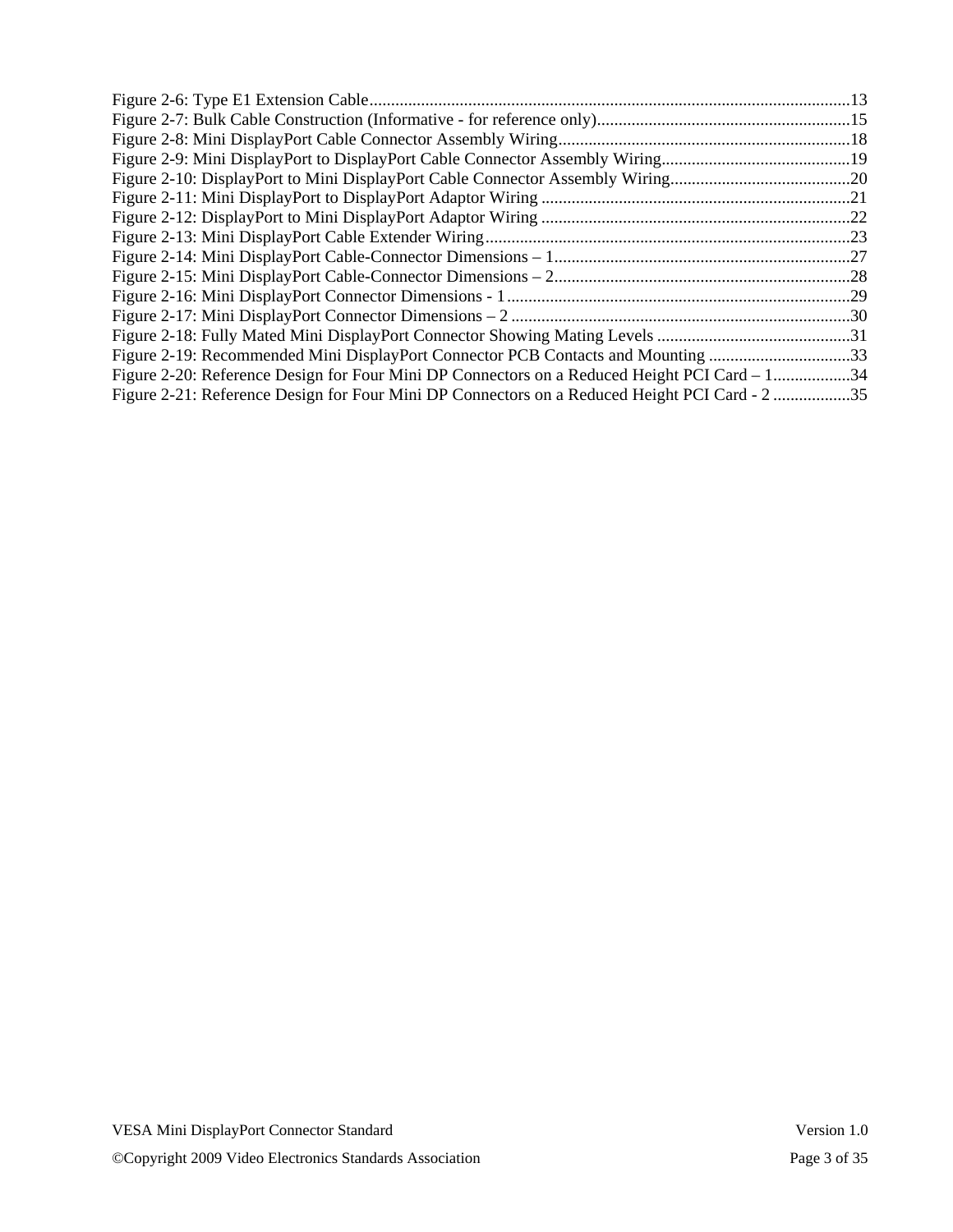Figure 2-6: Type E1 Extension Cable................................................................................................................13
Figure 2-7: Bulk Cable Construction (Informative - for reference only)...........................................................15
Figure 2-8: Mini DisplayPort Cable Connector Assembly Wiring....................................................................18
Figure 2-9: Mini DisplayPort to DisplayPort Cable Connector Assembly Wiring............................................19
Figure 2-10: DisplayPort to Mini DisplayPort Cable Connector Assembly Wiring..........................................20
Figure 2-11: Mini DisplayPort to DisplayPort Adaptor Wiring ........................................................................21
Figure 2-12: DisplayPort to Mini DisplayPort Adaptor Wiring ........................................................................22
Figure 2-13: Mini DisplayPort Cable Extender Wiring.....................................................................................23
Figure 2-14: Mini DisplayPort Cable-Connector Dimensions – 1.....................................................................27
Figure 2-15: Mini DisplayPort Cable-Connector Dimensions – 2.....................................................................28
Figure 2-16: Mini DisplayPort Connector Dimensions - 1................................................................................29
Figure 2-17: Mini DisplayPort Connector Dimensions – 2 ...............................................................................30
Figure 2-18: Fully Mated Mini DisplayPort Connector Showing Mating Levels .............................................31
Figure 2-19: Recommended Mini DisplayPort Connector PCB Contacts and Mounting .................................33
Figure 2-20: Reference Design for Four Mini DP Connectors on a Reduced Height PCI Card – 1..................34
Figure 2-21: Reference Design for Four Mini DP Connectors on a Reduced Height PCI Card - 2 ..................35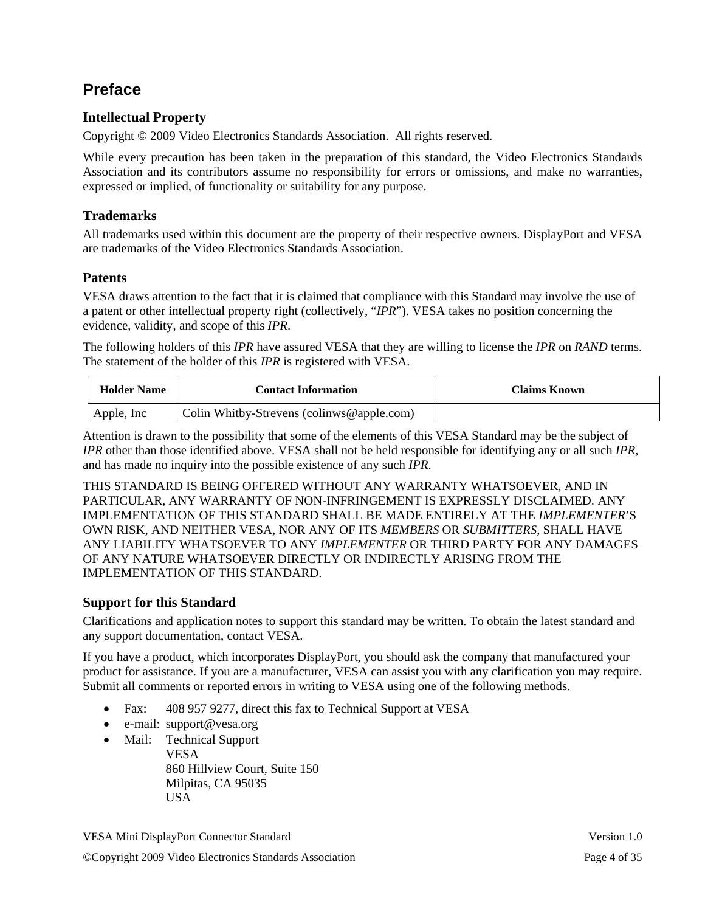# Preface

## Intellectual Property

Copyright © 2009 Video Electronics Standards Association. All rights reserved.

While every precaution has been taken in the preparation of this standard, the Video Electronics Standards Association and its contributors assume no responsibility for errors or omissions, and make no warranties, expressed or implied, of functionality or suitability for any purpose.

## Trademarks

All trademarks used within this document are the property of their respective owners. DisplayPort and VESA are trademarks of the Video Electronics Standards Association.

## Patents

VESA draws attention to the fact that it is claimed that compliance with this Standard may involve the use of a patent or other intellectual property right (collectively, "*IPR*"). VESA takes no position concerning the evidence, validity, and scope of this *IPR*.

The following holders of this *IPR* have assured VESA that they are willing to license the *IPR* on *RAND* terms. The statement of the holder of this *IPR* is registered with VESA.

| Holder Name | Contact Information | Claims Known |
|---|---|---|
| Apple, Inc | Colin Whitby-Strevens (colinws@apple.com) | |

Attention is drawn to the possibility that some of the elements of this VESA Standard may be the subject of *IPR* other than those identified above. VESA shall not be held responsible for identifying any or all such *IPR*, and has made no inquiry into the possible existence of any such *IPR*.

THIS STANDARD IS BEING OFFERED WITHOUT ANY WARRANTY WHATSOEVER, AND IN PARTICULAR, ANY WARRANTY OF NON-INFRINGEMENT IS EXPRESSLY DISCLAIMED. ANY IMPLEMENTATION OF THIS STANDARD SHALL BE MADE ENTIRELY AT THE *IMPLEMENTER*'S OWN RISK, AND NEITHER VESA, NOR ANY OF ITS *MEMBERS* OR *SUBMITTERS*, SHALL HAVE ANY LIABILITY WHATSOEVER TO ANY *IMPLEMENTER* OR THIRD PARTY FOR ANY DAMAGES OF ANY NATURE WHATSOEVER DIRECTLY OR INDIRECTLY ARISING FROM THE IMPLEMENTATION OF THIS STANDARD.

## Support for this Standard

Clarifications and application notes to support this standard may be written. To obtain the latest standard and any support documentation, contact VESA.

If you have a product, which incorporates DisplayPort, you should ask the company that manufactured your product for assistance. If you are a manufacturer, VESA can assist you with any clarification you may require. Submit all comments or reported errors in writing to VESA using one of the following methods.

- Fax: 408 957 9277, direct this fax to Technical Support at VESA
- e-mail: support@vesa.org
- Mail: Technical Support
  VESA
  860 Hillview Court, Suite 150
  Milpitas, CA 95035
  USA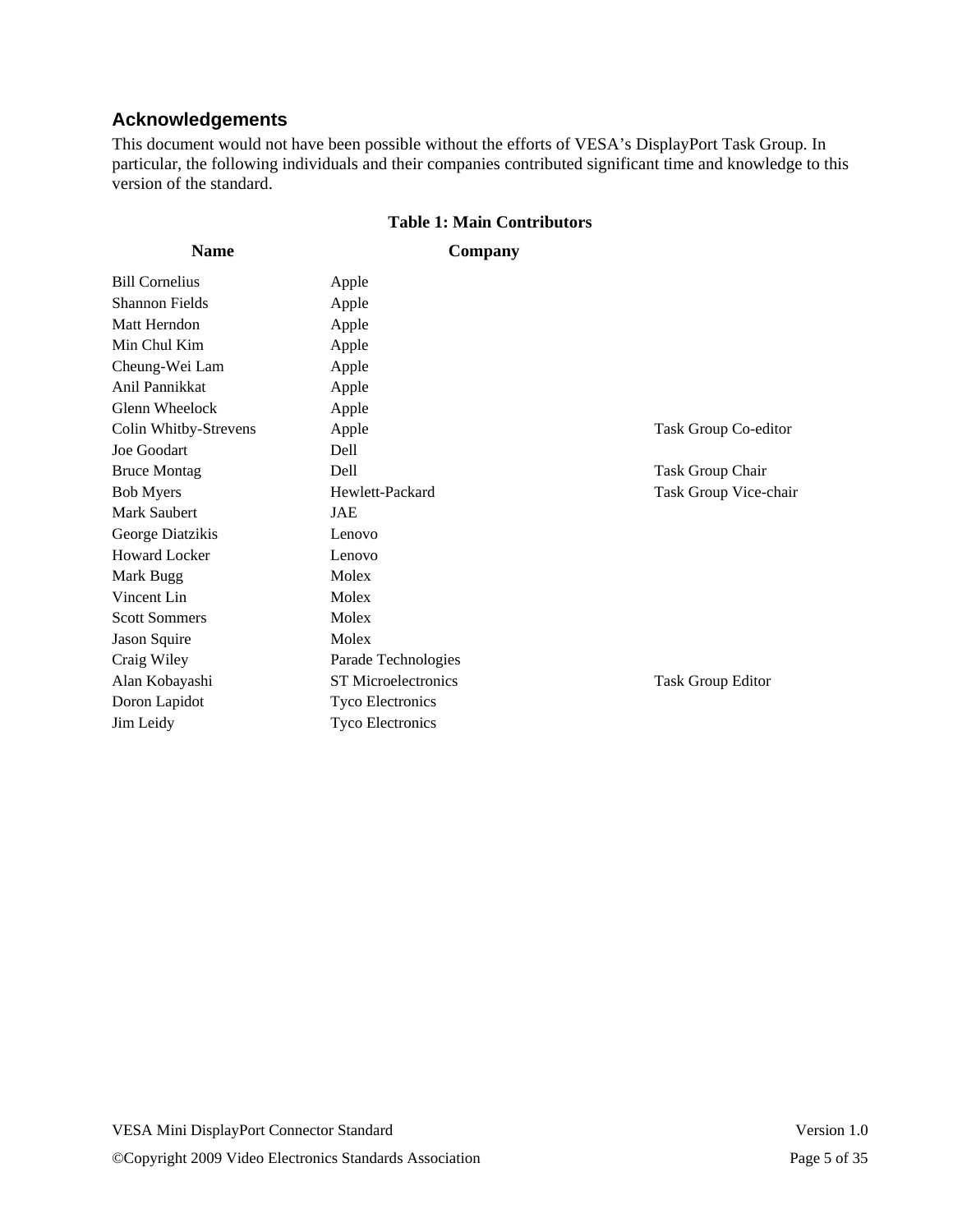## Acknowledgements

This document would not have been possible without the efforts of VESA's DisplayPort Task Group. In particular, the following individuals and their companies contributed significant time and knowledge to this version of the standard.

**Table 1: Main Contributors**

| Name | Company | |
|---|---|---|
| Bill Cornelius | Apple | |
| Shannon Fields | Apple | |
| Matt Herndon | Apple | |
| Min Chul Kim | Apple | |
| Cheung-Wei Lam | Apple | |
| Anil Pannikkat | Apple | |
| Glenn Wheelock | Apple | |
| Colin Whitby-Strevens | Apple | Task Group Co-editor |
| Joe Goodart | Dell | |
| Bruce Montag | Dell | Task Group Chair |
| Bob Myers | Hewlett-Packard | Task Group Vice-chair |
| Mark Saubert | JAE | |
| George Diatzikis | Lenovo | |
| Howard Locker | Lenovo | |
| Mark Bugg | Molex | |
| Vincent Lin | Molex | |
| Scott Sommers | Molex | |
| Jason Squire | Molex | |
| Craig Wiley | Parade Technologies | |
| Alan Kobayashi | ST Microelectronics | Task Group Editor |
| Doron Lapidot | Tyco Electronics | |
| Jim Leidy | Tyco Electronics | |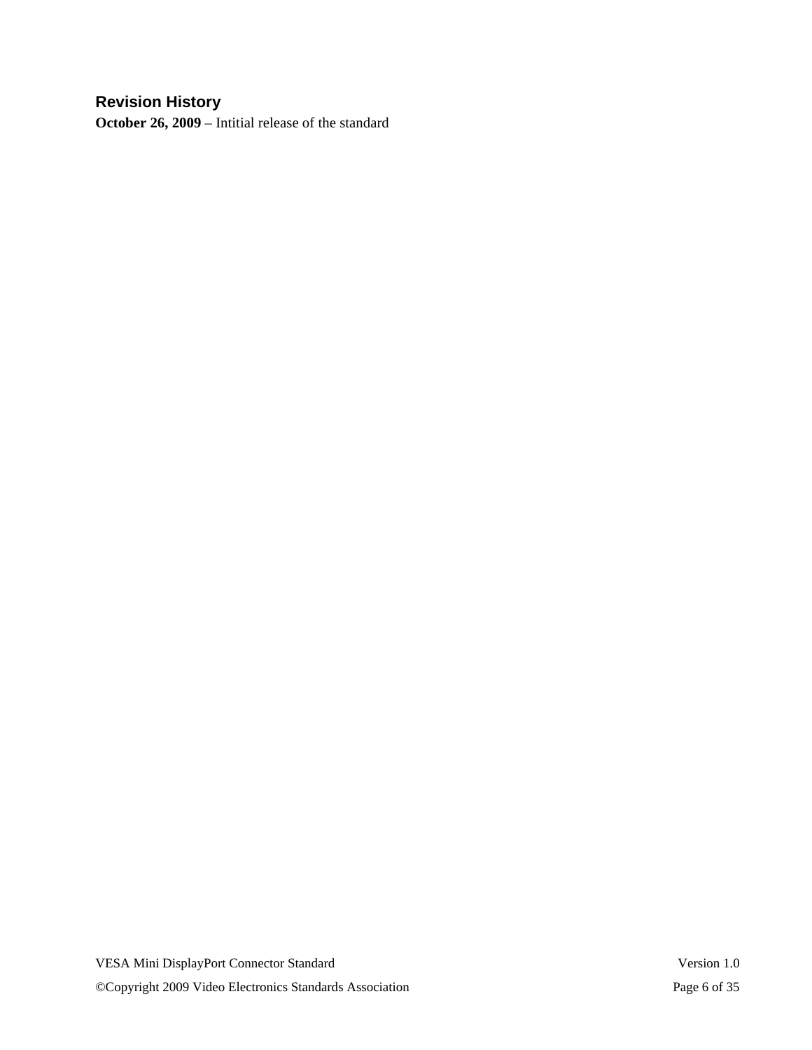## Revision History

**October 26, 2009** – Intitial release of the standard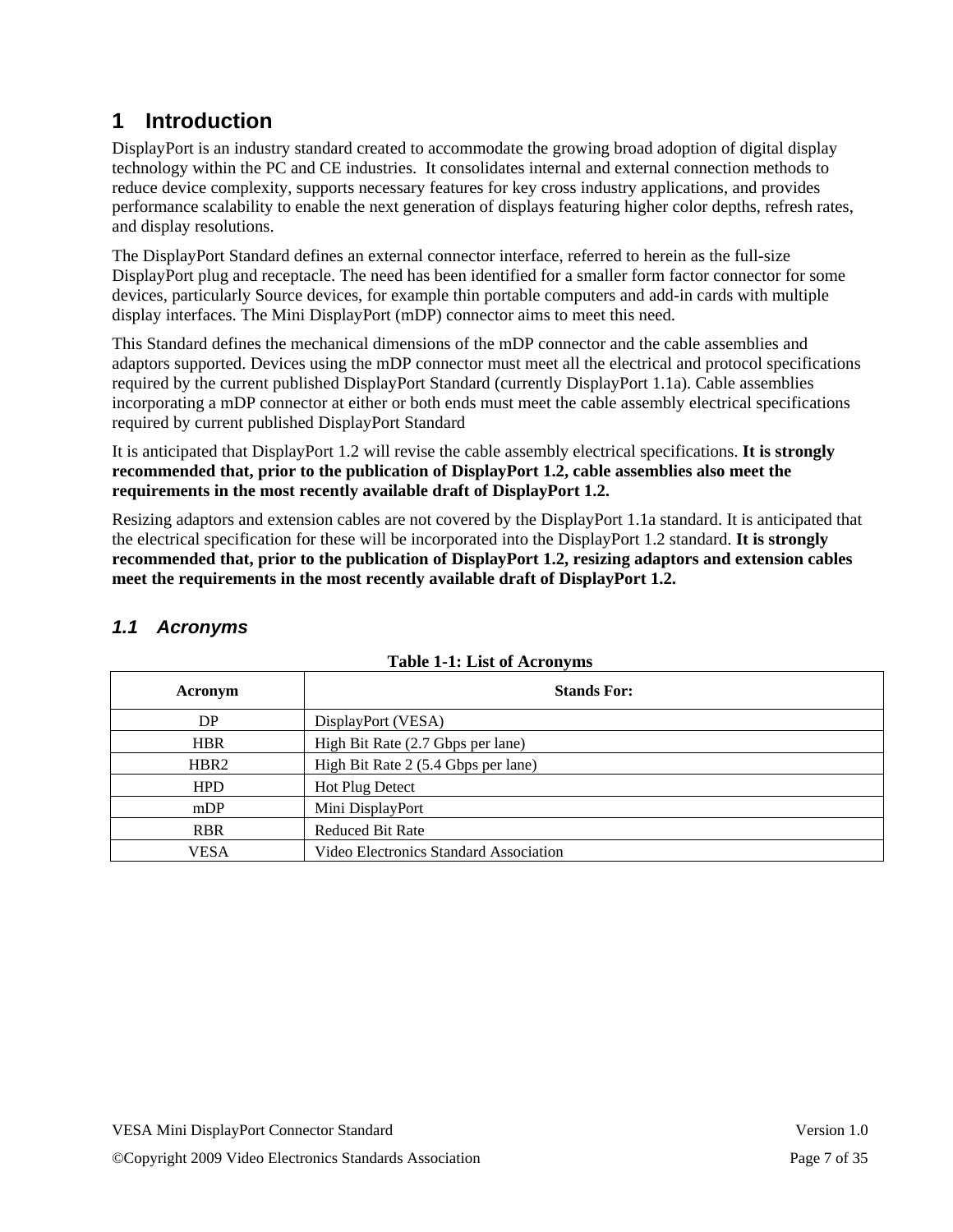# 1 Introduction

DisplayPort is an industry standard created to accommodate the growing broad adoption of digital display technology within the PC and CE industries. It consolidates internal and external connection methods to reduce device complexity, supports necessary features for key cross industry applications, and provides performance scalability to enable the next generation of displays featuring higher color depths, refresh rates, and display resolutions.

The DisplayPort Standard defines an external connector interface, referred to herein as the full-size DisplayPort plug and receptacle. The need has been identified for a smaller form factor connector for some devices, particularly Source devices, for example thin portable computers and add-in cards with multiple display interfaces. The Mini DisplayPort (mDP) connector aims to meet this need.

This Standard defines the mechanical dimensions of the mDP connector and the cable assemblies and adaptors supported. Devices using the mDP connector must meet all the electrical and protocol specifications required by the current published DisplayPort Standard (currently DisplayPort 1.1a). Cable assemblies incorporating a mDP connector at either or both ends must meet the cable assembly electrical specifications required by current published DisplayPort Standard

It is anticipated that DisplayPort 1.2 will revise the cable assembly electrical specifications. **It is strongly recommended that, prior to the publication of DisplayPort 1.2, cable assemblies also meet the requirements in the most recently available draft of DisplayPort 1.2.**

Resizing adaptors and extension cables are not covered by the DisplayPort 1.1a standard. It is anticipated that the electrical specification for these will be incorporated into the DisplayPort 1.2 standard. **It is strongly recommended that, prior to the publication of DisplayPort 1.2, resizing adaptors and extension cables meet the requirements in the most recently available draft of DisplayPort 1.2.**

## *1.1 Acronyms*

**Table 1-1: List of Acronyms**

| Acronym | Stands For: |
|---|---|
| DP | DisplayPort (VESA) |
| HBR | High Bit Rate (2.7 Gbps per lane) |
| HBR2 | High Bit Rate 2 (5.4 Gbps per lane) |
| HPD | Hot Plug Detect |
| mDP | Mini DisplayPort |
| RBR | Reduced Bit Rate |
| VESA | Video Electronics Standard Association |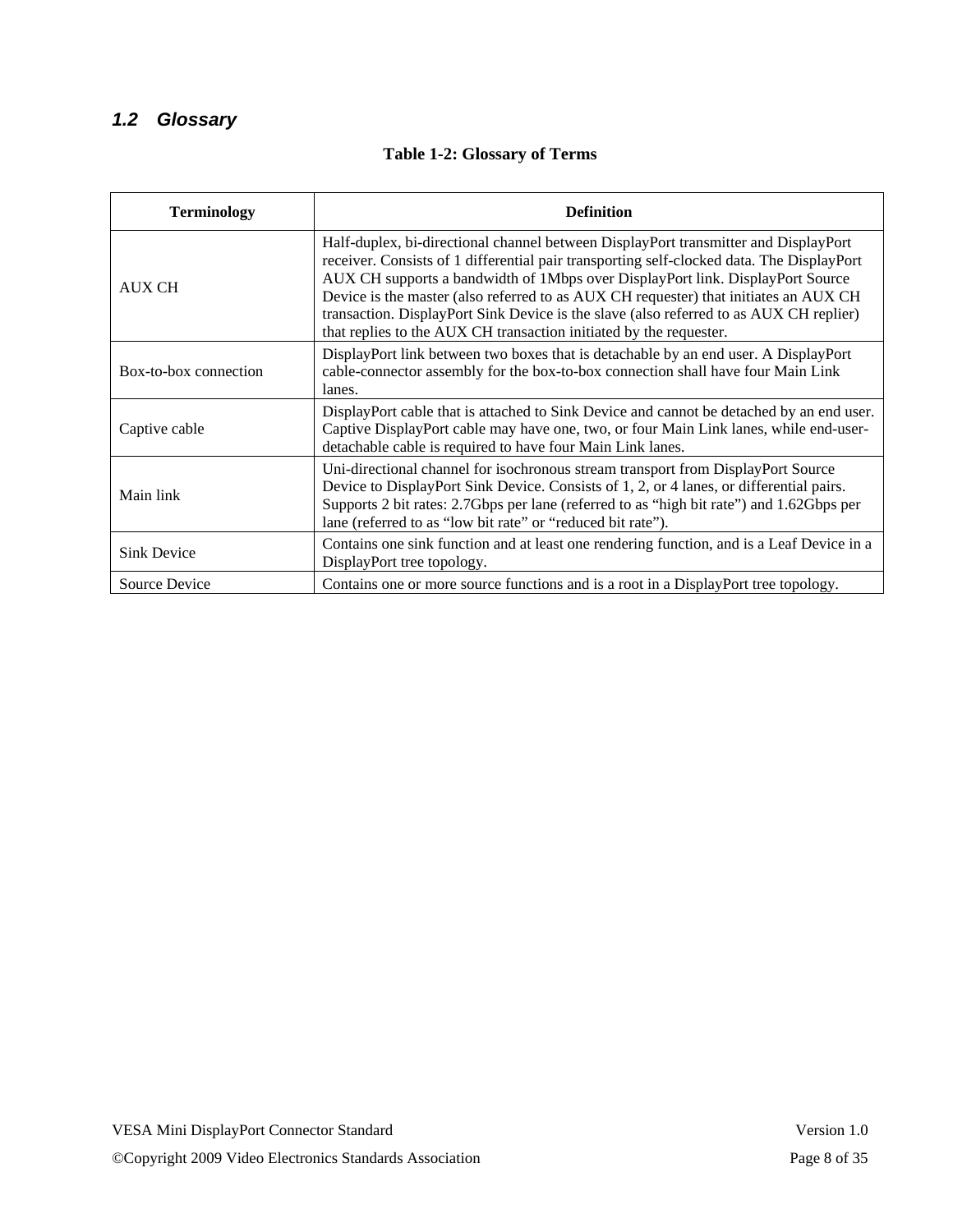### 1.2 Glossary

**Table 1-2: Glossary of Terms**

| Terminology | Definition |
|---|---|
| AUX CH | Half-duplex, bi-directional channel between DisplayPort transmitter and DisplayPort receiver. Consists of 1 differential pair transporting self-clocked data. The DisplayPort AUX CH supports a bandwidth of 1Mbps over DisplayPort link. DisplayPort Source Device is the master (also referred to as AUX CH requester) that initiates an AUX CH transaction. DisplayPort Sink Device is the slave (also referred to as AUX CH replier) that replies to the AUX CH transaction initiated by the requester. |
| Box-to-box connection | DisplayPort link between two boxes that is detachable by an end user. A DisplayPort cable-connector assembly for the box-to-box connection shall have four Main Link lanes. |
| Captive cable | DisplayPort cable that is attached to Sink Device and cannot be detached by an end user. Captive DisplayPort cable may have one, two, or four Main Link lanes, while end-user-detachable cable is required to have four Main Link lanes. |
| Main link | Uni-directional channel for isochronous stream transport from DisplayPort Source Device to DisplayPort Sink Device. Consists of 1, 2, or 4 lanes, or differential pairs. Supports 2 bit rates: 2.7Gbps per lane (referred to as "high bit rate") and 1.62Gbps per lane (referred to as "low bit rate" or "reduced bit rate"). |
| Sink Device | Contains one sink function and at least one rendering function, and is a Leaf Device in a DisplayPort tree topology. |
| Source Device | Contains one or more source functions and is a root in a DisplayPort tree topology. |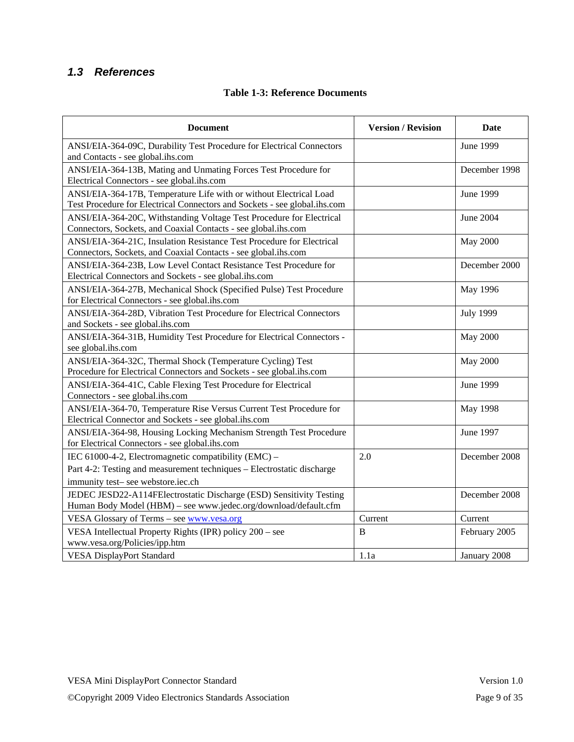### 1.3 References

**Table 1-3: Reference Documents**

| Document | Version / Revision | Date |
|---|---|---|
| ANSI/EIA-364-09C, Durability Test Procedure for Electrical Connectors and Contacts - see global.ihs.com | | June 1999 |
| ANSI/EIA-364-13B, Mating and Unmating Forces Test Procedure for Electrical Connectors - see global.ihs.com | | December 1998 |
| ANSI/EIA-364-17B, Temperature Life with or without Electrical Load Test Procedure for Electrical Connectors and Sockets - see global.ihs.com | | June 1999 |
| ANSI/EIA-364-20C, Withstanding Voltage Test Procedure for Electrical Connectors, Sockets, and Coaxial Contacts - see global.ihs.com | | June 2004 |
| ANSI/EIA-364-21C, Insulation Resistance Test Procedure for Electrical Connectors, Sockets, and Coaxial Contacts - see global.ihs.com | | May 2000 |
| ANSI/EIA-364-23B, Low Level Contact Resistance Test Procedure for Electrical Connectors and Sockets - see global.ihs.com | | December 2000 |
| ANSI/EIA-364-27B, Mechanical Shock (Specified Pulse) Test Procedure for Electrical Connectors - see global.ihs.com | | May 1996 |
| ANSI/EIA-364-28D, Vibration Test Procedure for Electrical Connectors and Sockets - see global.ihs.com | | July 1999 |
| ANSI/EIA-364-31B, Humidity Test Procedure for Electrical Connectors - see global.ihs.com | | May 2000 |
| ANSI/EIA-364-32C, Thermal Shock (Temperature Cycling) Test Procedure for Electrical Connectors and Sockets - see global.ihs.com | | May 2000 |
| ANSI/EIA-364-41C, Cable Flexing Test Procedure for Electrical Connectors - see global.ihs.com | | June 1999 |
| ANSI/EIA-364-70, Temperature Rise Versus Current Test Procedure for Electrical Connector and Sockets - see global.ihs.com | | May 1998 |
| ANSI/EIA-364-98, Housing Locking Mechanism Strength Test Procedure for Electrical Connectors - see global.ihs.com | | June 1997 |
| IEC 61000-4-2, Electromagnetic compatibility (EMC) – Part 4-2: Testing and measurement techniques – Electrostatic discharge immunity test– see webstore.iec.ch | 2.0 | December 2008 |
| JEDEC JESD22-A114FElectrostatic Discharge (ESD) Sensitivity Testing Human Body Model (HBM) – see www.jedec.org/download/default.cfm | | December 2008 |
| VESA Glossary of Terms – see www.vesa.org | Current | Current |
| VESA Intellectual Property Rights (IPR) policy 200 – see www.vesa.org/Policies/ipp.htm | B | February 2005 |
| VESA DisplayPort Standard | 1.1a | January 2008 |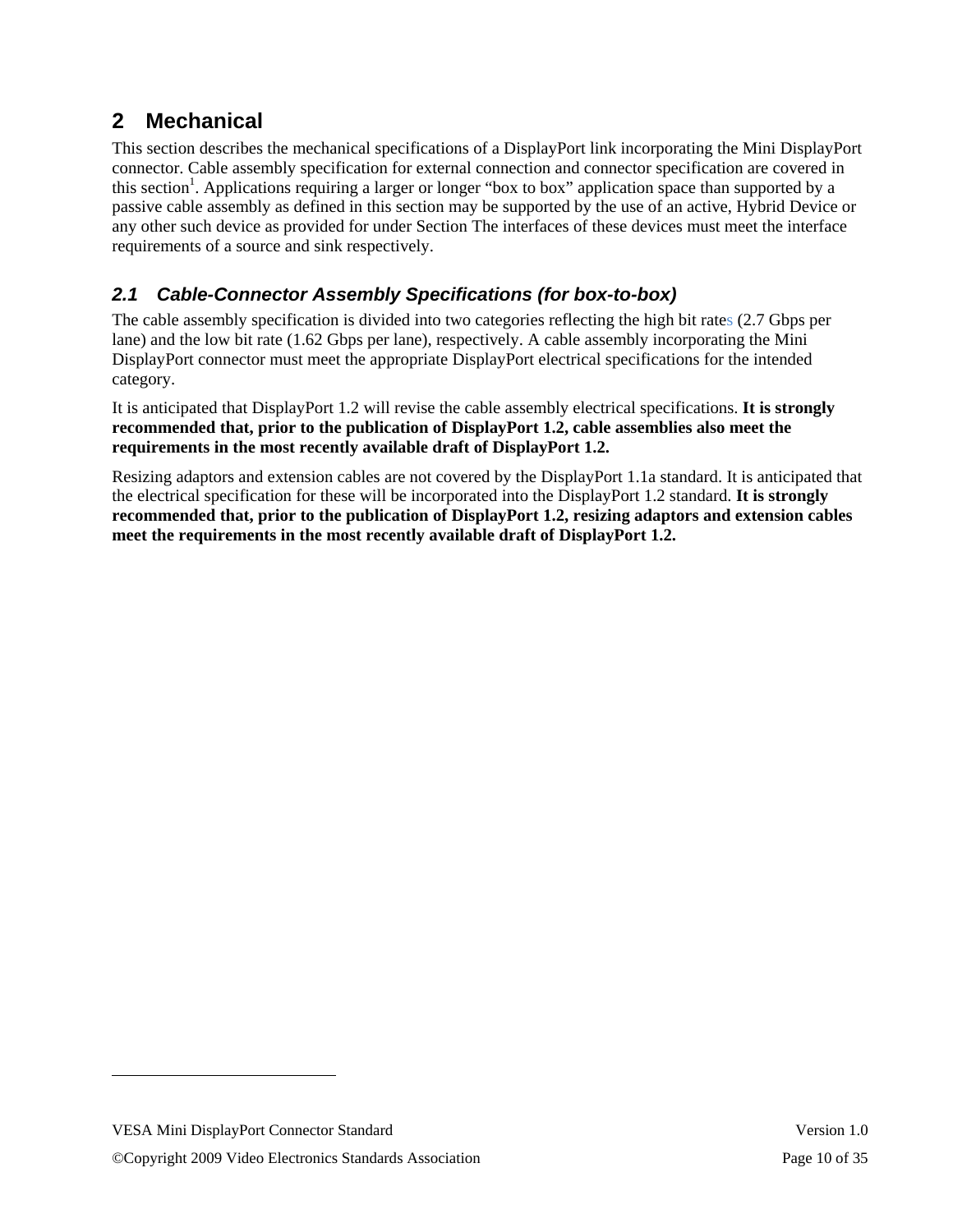# 2 Mechanical

This section describes the mechanical specifications of a DisplayPort link incorporating the Mini DisplayPort connector. Cable assembly specification for external connection and connector specification are covered in this section[1]. Applications requiring a larger or longer "box to box" application space than supported by a passive cable assembly as defined in this section may be supported by the use of an active, Hybrid Device or any other such device as provided for under Section The interfaces of these devices must meet the interface requirements of a source and sink respectively.

## 2.1 Cable-Connector Assembly Specifications (for box-to-box)

The cable assembly specification is divided into two categories reflecting the high bit rates (2.7 Gbps per lane) and the low bit rate (1.62 Gbps per lane), respectively. A cable assembly incorporating the Mini DisplayPort connector must meet the appropriate DisplayPort electrical specifications for the intended category.

It is anticipated that DisplayPort 1.2 will revise the cable assembly electrical specifications. **It is strongly recommended that, prior to the publication of DisplayPort 1.2, cable assemblies also meet the requirements in the most recently available draft of DisplayPort 1.2.**

Resizing adaptors and extension cables are not covered by the DisplayPort 1.1a standard. It is anticipated that the electrical specification for these will be incorporated into the DisplayPort 1.2 standard. **It is strongly recommended that, prior to the publication of DisplayPort 1.2, resizing adaptors and extension cables meet the requirements in the most recently available draft of DisplayPort 1.2.**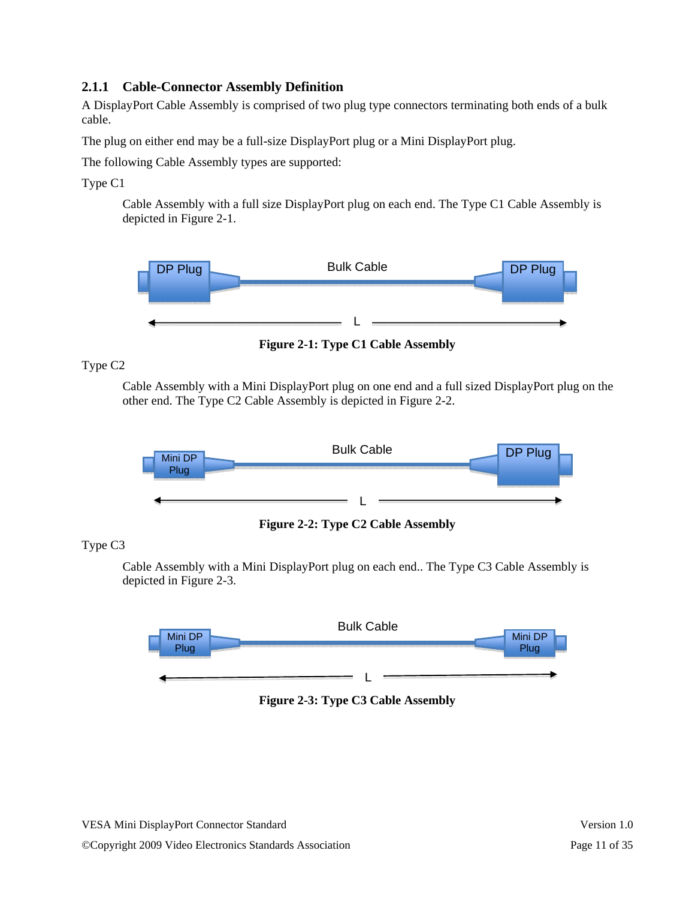### 2.1.1 Cable-Connector Assembly Definition

A DisplayPort Cable Assembly is comprised of two plug type connectors terminating both ends of a bulk cable.

The plug on either end may be a full-size DisplayPort plug or a Mini DisplayPort plug.

The following Cable Assembly types are supported:

Type C1

Cable Assembly with a full size DisplayPort plug on each end. The Type C1 Cable Assembly is depicted in Figure 2-1.

**Figure 2-1: Type C1 Cable Assembly**

Type C2

Cable Assembly with a Mini DisplayPort plug on one end and a full sized DisplayPort plug on the other end. The Type C2 Cable Assembly is depicted in Figure 2-2.

**Figure 2-2: Type C2 Cable Assembly**

Type C3

Cable Assembly with a Mini DisplayPort plug on each end.. The Type C3 Cable Assembly is depicted in Figure 2-3.

**Figure 2-3: Type C3 Cable Assembly**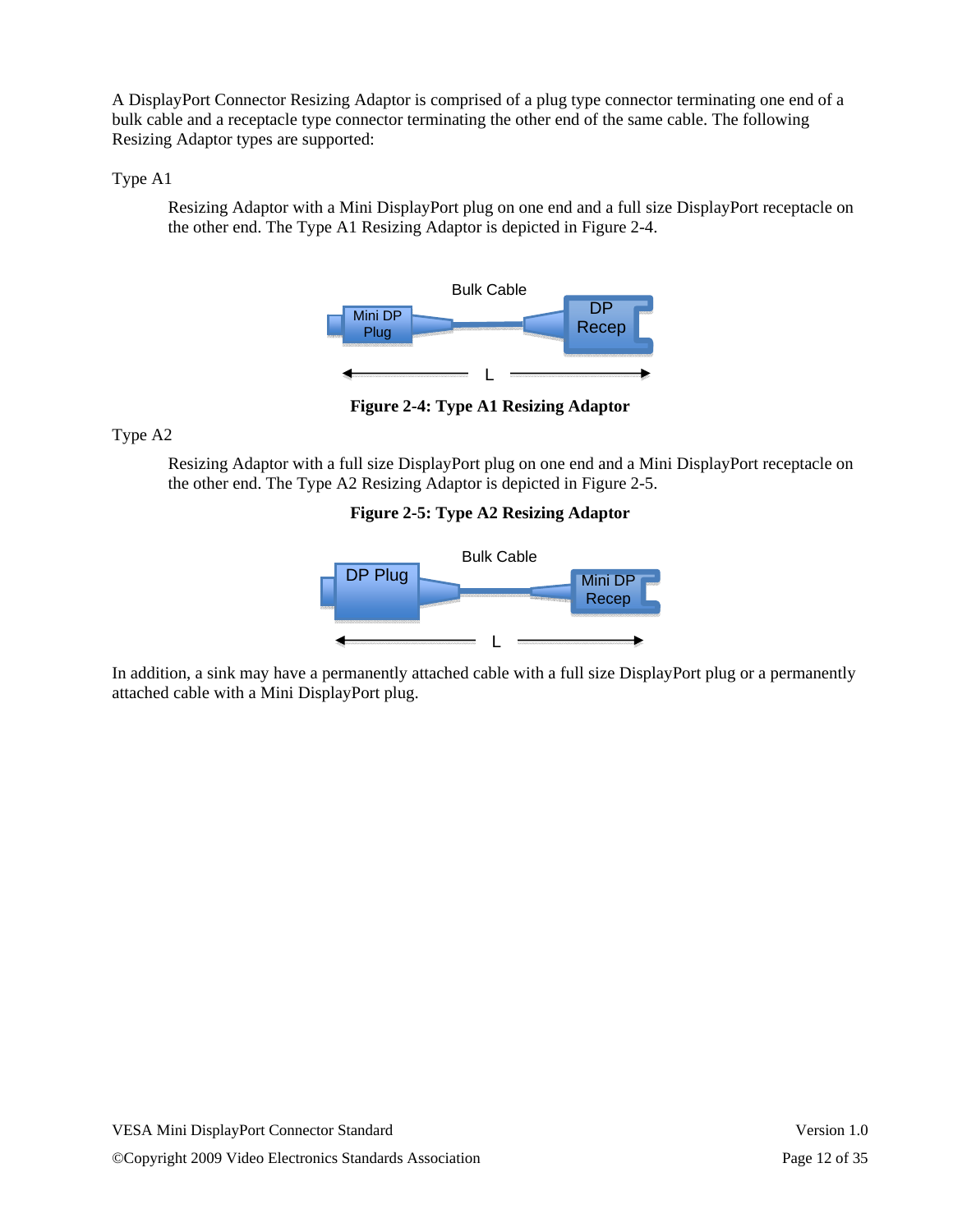A DisplayPort Connector Resizing Adaptor is comprised of a plug type connector terminating one end of a bulk cable and a receptacle type connector terminating the other end of the same cable. The following Resizing Adaptor types are supported:

Type A1

Resizing Adaptor with a Mini DisplayPort plug on one end and a full size DisplayPort receptacle on the other end. The Type A1 Resizing Adaptor is depicted in Figure 2-4.

**Figure 2-4: Type A1 Resizing Adaptor**

Type A2

Resizing Adaptor with a full size DisplayPort plug on one end and a Mini DisplayPort receptacle on the other end. The Type A2 Resizing Adaptor is depicted in Figure 2-5.

**Figure 2-5: Type A2 Resizing Adaptor**

In addition, a sink may have a permanently attached cable with a full size DisplayPort plug or a permanently attached cable with a Mini DisplayPort plug.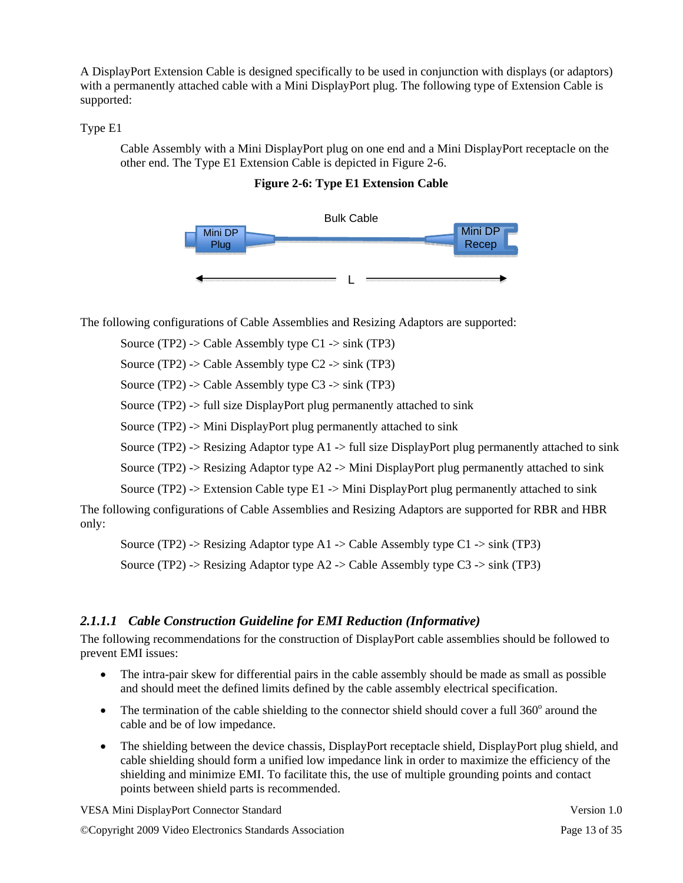A DisplayPort Extension Cable is designed specifically to be used in conjunction with displays (or adaptors) with a permanently attached cable with a Mini DisplayPort plug. The following type of Extension Cable is supported:

Type E1

Cable Assembly with a Mini DisplayPort plug on one end and a Mini DisplayPort receptacle on the other end. The Type E1 Extension Cable is depicted in Figure 2-6.

**Figure 2-6: Type E1 Extension Cable**

Bulk Cable

Mini DP Plug

Mini DP Recep

L

The following configurations of Cable Assemblies and Resizing Adaptors are supported:

Source (TP2) -> Cable Assembly type C1 -> sink (TP3)

Source (TP2) -> Cable Assembly type C2 -> sink (TP3)

Source (TP2) -> Cable Assembly type C3 -> sink (TP3)

Source (TP2) -> full size DisplayPort plug permanently attached to sink

Source (TP2) -> Mini DisplayPort plug permanently attached to sink

Source (TP2) -> Resizing Adaptor type A1 -> full size DisplayPort plug permanently attached to sink

Source (TP2) -> Resizing Adaptor type A2 -> Mini DisplayPort plug permanently attached to sink

Source (TP2) -> Extension Cable type E1 -> Mini DisplayPort plug permanently attached to sink

The following configurations of Cable Assemblies and Resizing Adaptors are supported for RBR and HBR only:

Source (TP2) -> Resizing Adaptor type A1 -> Cable Assembly type C1 -> sink (TP3)

Source (TP2) -> Resizing Adaptor type A2 -> Cable Assembly type C3 -> sink (TP3)

#### *2.1.1.1 Cable Construction Guideline for EMI Reduction (Informative)*

The following recommendations for the construction of DisplayPort cable assemblies should be followed to prevent EMI issues:

- The intra-pair skew for differential pairs in the cable assembly should be made as small as possible and should meet the defined limits defined by the cable assembly electrical specification.
- The termination of the cable shielding to the connector shield should cover a full 360° around the cable and be of low impedance.
- The shielding between the device chassis, DisplayPort receptacle shield, DisplayPort plug shield, and cable shielding should form a unified low impedance link in order to maximize the efficiency of the shielding and minimize EMI. To facilitate this, the use of multiple grounding points and contact points between shield parts is recommended.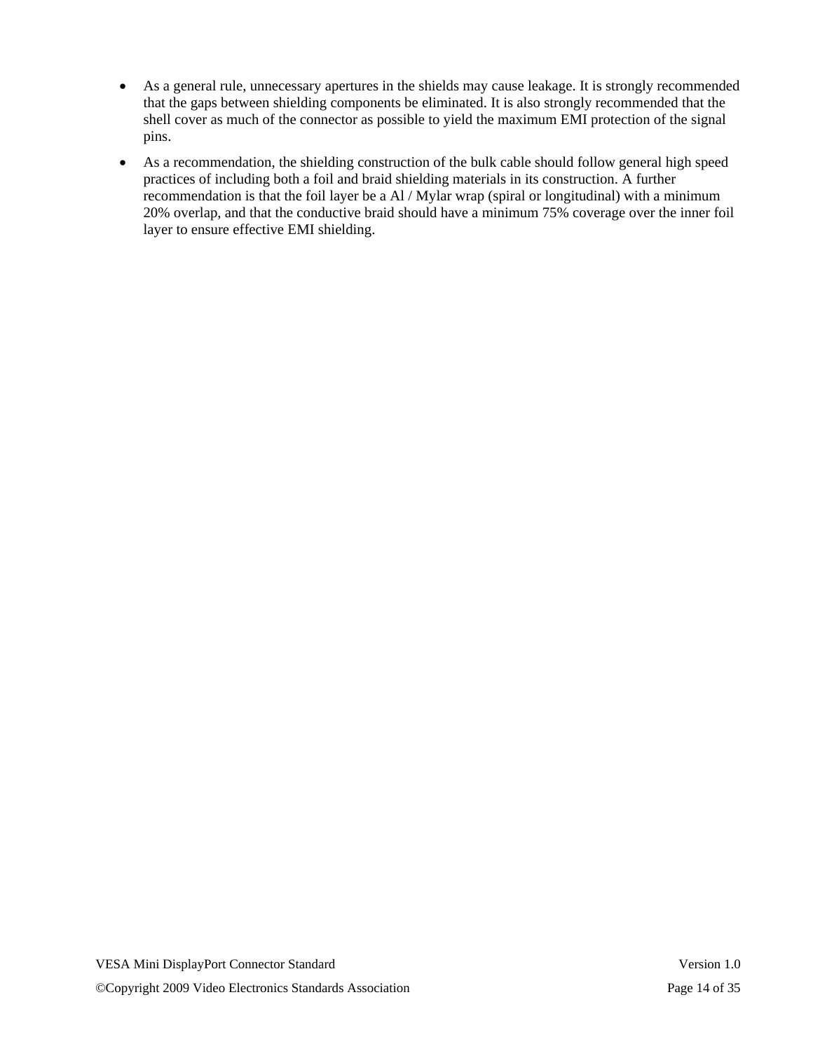- As a general rule, unnecessary apertures in the shields may cause leakage. It is strongly recommended that the gaps between shielding components be eliminated. It is also strongly recommended that the shell cover as much of the connector as possible to yield the maximum EMI protection of the signal pins.
- As a recommendation, the shielding construction of the bulk cable should follow general high speed practices of including both a foil and braid shielding materials in its construction. A further recommendation is that the foil layer be a Al / Mylar wrap (spiral or longitudinal) with a minimum 20% overlap, and that the conductive braid should have a minimum 75% coverage over the inner foil layer to ensure effective EMI shielding.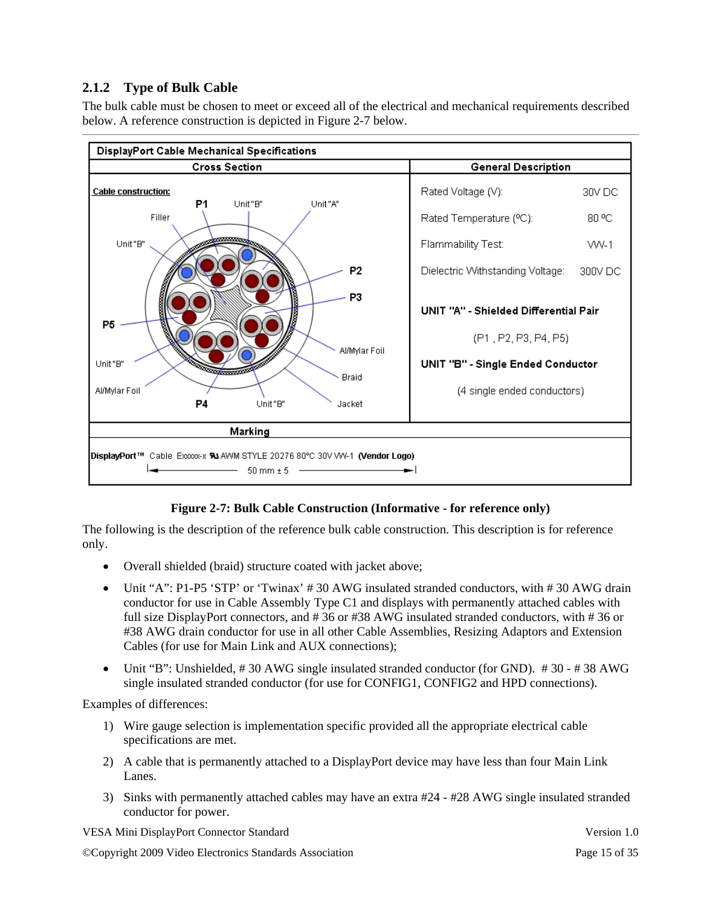### 2.1.2 Type of Bulk Cable

The bulk cable must be chosen to meet or exceed all of the electrical and mechanical requirements described below. A reference construction is depicted in Figure 2-7 below.

| DisplayPort Cable Mechanical Specifications | |
|---|---|
| **Cross Section** | **General Description** |
| **Cable construction:** P1, Unit "B", Unit "A", Filler, Unit "B", P2, P3, P5, Al/Mylar Foil, Braid, Unit "B", Al/Mylar Foil, P4, Unit "B", Jacket | Rated Voltage (V): 30V DC<br>Rated Temperature (ºC): 80 ºC<br>Flammability Test: VW-1<br>Dielectric Withstanding Voltage: 300V DC<br>**UNIT "A" - Shielded Differential Pair**<br>(P1 , P2, P3, P4, P5)<br>**UNIT "B" - Single Ended Conductor**<br>(4 single ended conductors) |
| **Marking** | |
| **DisplayPort™** Cable Exxxxx-x AWM STYLE 20276 80ºC 30V VW-1 **(Vendor Logo)** — 50 mm ± 5 | |

**Figure 2-7: Bulk Cable Construction (Informative - for reference only)**

The following is the description of the reference bulk cable construction. This description is for reference only.

- Overall shielded (braid) structure coated with jacket above;
- Unit "A": P1-P5 'STP' or 'Twinax' # 30 AWG insulated stranded conductors, with # 30 AWG drain conductor for use in Cable Assembly Type C1 and displays with permanently attached cables with full size DisplayPort connectors, and # 36 or #38 AWG insulated stranded conductors, with # 36 or #38 AWG drain conductor for use in all other Cable Assemblies, Resizing Adaptors and Extension Cables (for use for Main Link and AUX connections);
- Unit "B": Unshielded, # 30 AWG single insulated stranded conductor (for GND). # 30 - # 38 AWG single insulated stranded conductor (for use for CONFIG1, CONFIG2 and HPD connections).

Examples of differences:

1) Wire gauge selection is implementation specific provided all the appropriate electrical cable specifications are met.
2) A cable that is permanently attached to a DisplayPort device may have less than four Main Link Lanes.
3) Sinks with permanently attached cables may have an extra #24 - #28 AWG single insulated stranded conductor for power.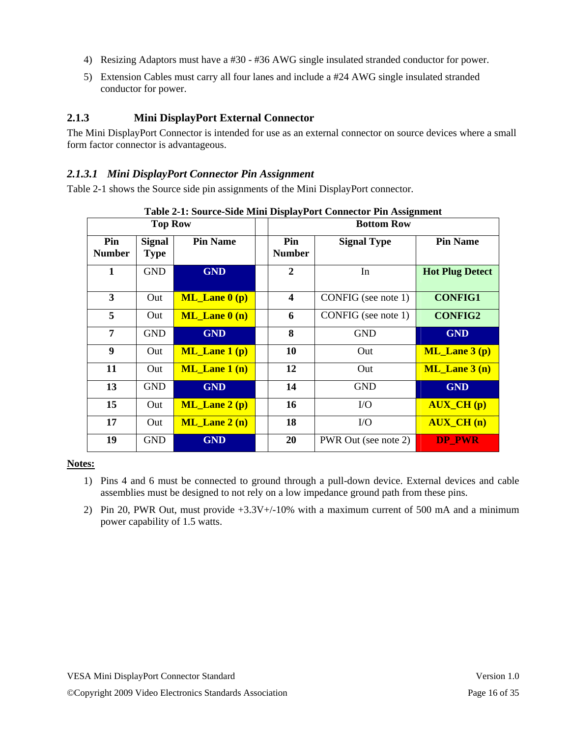4) Resizing Adaptors must have a #30 - #36 AWG single insulated stranded conductor for power.

5) Extension Cables must carry all four lanes and include a #24 AWG single insulated stranded conductor for power.

### 2.1.3 Mini DisplayPort External Connector

The Mini DisplayPort Connector is intended for use as an external connector on source devices where a small form factor connector is advantageous.

#### *2.1.3.1 Mini DisplayPort Connector Pin Assignment*

Table 2-1 shows the Source side pin assignments of the Mini DisplayPort connector.

**Table 2-1: Source-Side Mini DisplayPort Connector Pin Assignment**

| Top Row | | | | Bottom Row | | |
|---|---|---|---|---|---|---|
| **Pin Number** | **Signal Type** | **Pin Name** | | **Pin Number** | **Signal Type** | **Pin Name** |
| **1** | GND | **GND** | | **2** | In | **Hot Plug Detect** |
| **3** | Out | **ML_Lane 0 (p)** | | **4** | CONFIG (see note 1) | **CONFIG1** |
| **5** | Out | **ML_Lane 0 (n)** | | **6** | CONFIG (see note 1) | **CONFIG2** |
| **7** | GND | **GND** | | **8** | GND | **GND** |
| **9** | Out | **ML_Lane 1 (p)** | | **10** | Out | **ML_Lane 3 (p)** |
| **11** | Out | **ML_Lane 1 (n)** | | **12** | Out | **ML_Lane 3 (n)** |
| **13** | GND | **GND** | | **14** | GND | **GND** |
| **15** | Out | **ML_Lane 2 (p)** | | **16** | I/O | **AUX_CH (p)** |
| **17** | Out | **ML_Lane 2 (n)** | | **18** | I/O | **AUX_CH (n)** |
| **19** | GND | **GND** | | **20** | PWR Out (see note 2) | **DP_PWR** |

**Notes:**

1) Pins 4 and 6 must be connected to ground through a pull-down device. External devices and cable assemblies must be designed to not rely on a low impedance ground path from these pins.

2) Pin 20, PWR Out, must provide +3.3V+/-10% with a maximum current of 500 mA and a minimum power capability of 1.5 watts.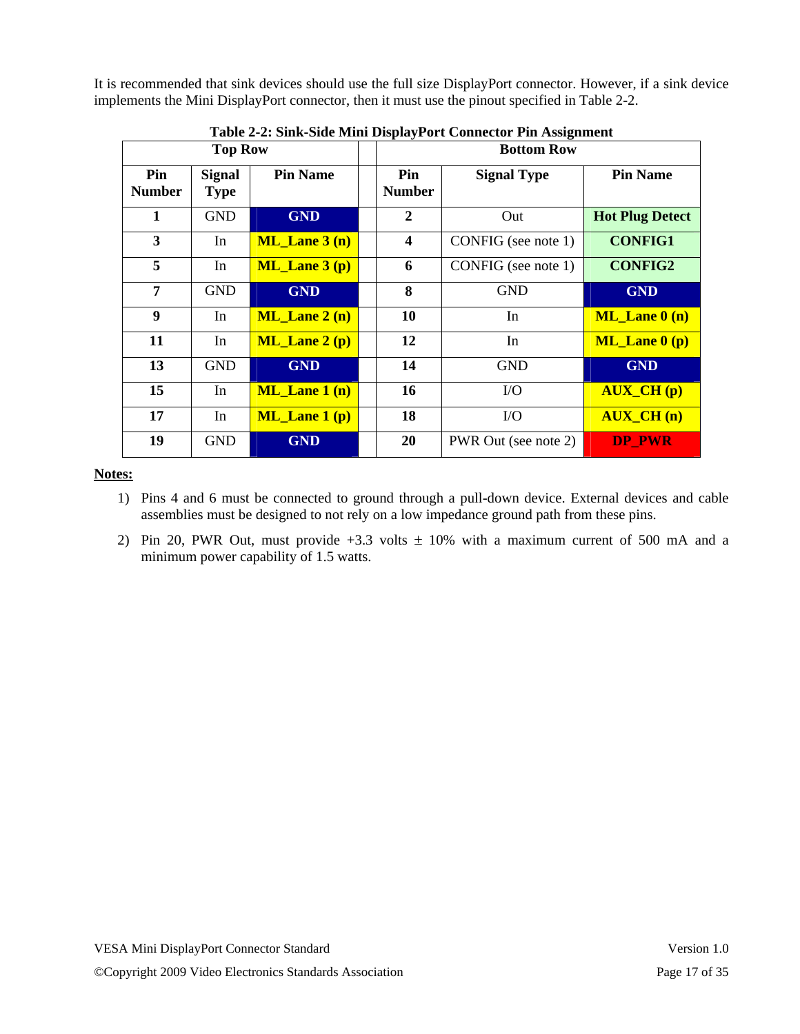It is recommended that sink devices should use the full size DisplayPort connector. However, if a sink device implements the Mini DisplayPort connector, then it must use the pinout specified in Table 2-2.

**Table 2-2: Sink-Side Mini DisplayPort Connector Pin Assignment**

| Top Row | | | | Bottom Row | | |
|---|---|---|---|---|---|---|
| **Pin Number** | **Signal Type** | **Pin Name** | | **Pin Number** | **Signal Type** | **Pin Name** |
| **1** | GND | **GND** | | **2** | Out | **Hot Plug Detect** |
| **3** | In | **ML_Lane 3 (n)** | | **4** | CONFIG (see note 1) | **CONFIG1** |
| **5** | In | **ML_Lane 3 (p)** | | **6** | CONFIG (see note 1) | **CONFIG2** |
| **7** | GND | **GND** | | **8** | GND | **GND** |
| **9** | In | **ML_Lane 2 (n)** | | **10** | In | **ML_Lane 0 (n)** |
| **11** | In | **ML_Lane 2 (p)** | | **12** | In | **ML_Lane 0 (p)** |
| **13** | GND | **GND** | | **14** | GND | **GND** |
| **15** | In | **ML_Lane 1 (n)** | | **16** | I/O | **AUX_CH (p)** |
| **17** | In | **ML_Lane 1 (p)** | | **18** | I/O | **AUX_CH (n)** |
| **19** | GND | **GND** | | **20** | PWR Out (see note 2) | **DP_PWR** |

**Notes:**

1) Pins 4 and 6 must be connected to ground through a pull-down device. External devices and cable assemblies must be designed to not rely on a low impedance ground path from these pins.

2) Pin 20, PWR Out, must provide +3.3 volts ± 10% with a maximum current of 500 mA and a minimum power capability of 1.5 watts.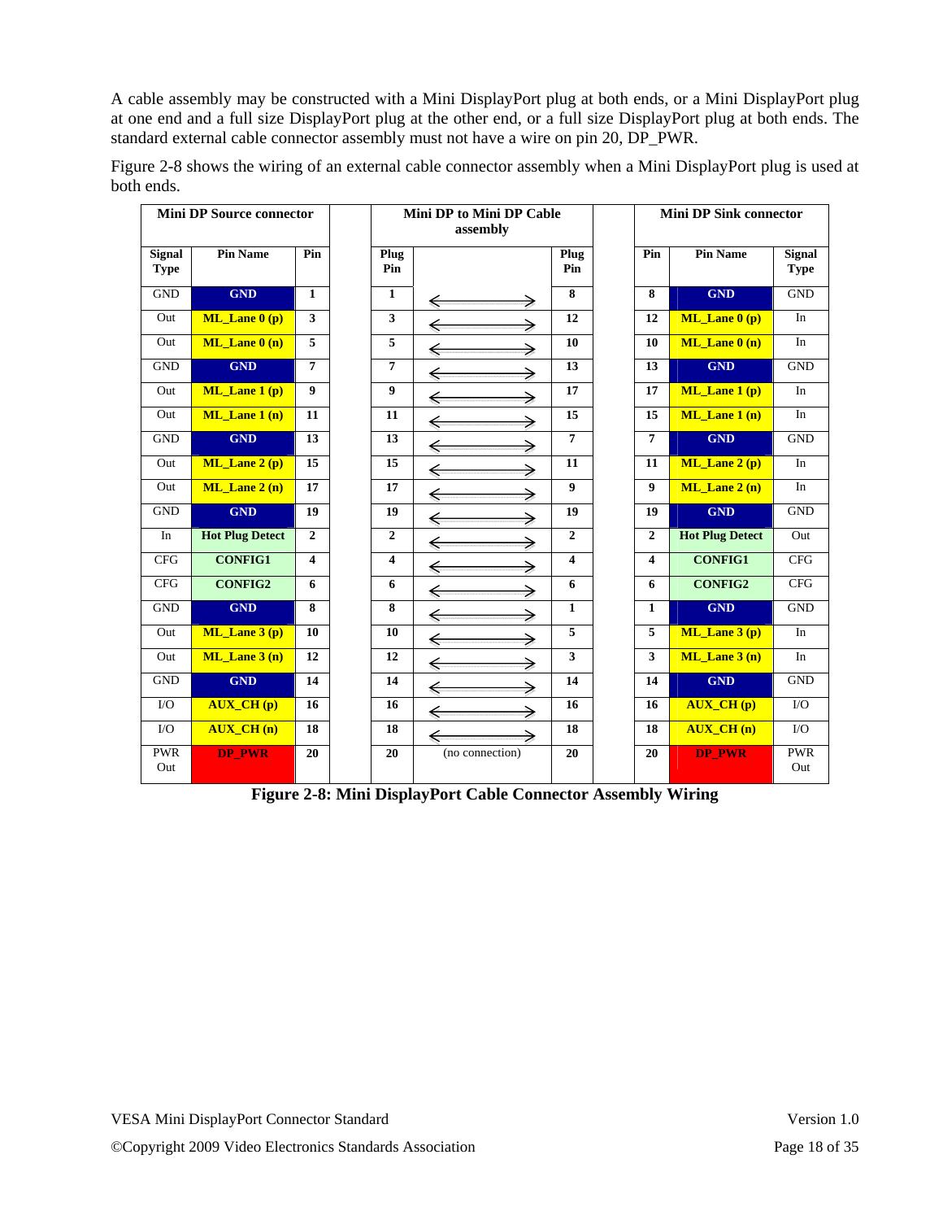A cable assembly may be constructed with a Mini DisplayPort plug at both ends, or a Mini DisplayPort plug at one end and a full size DisplayPort plug at the other end, or a full size DisplayPort plug at both ends. The standard external cable connector assembly must not have a wire on pin 20, DP_PWR.

Figure 2-8 shows the wiring of an external cable connector assembly when a Mini DisplayPort plug is used at both ends.

| Mini DP Source connector | | | Mini DP to Mini DP Cable assembly | | | Mini DP Sink connector | | |
|---|---|---|---|---|---|---|---|---|
| Signal Type | Pin Name | Pin | Plug Pin | | Plug Pin | Pin | Pin Name | Signal Type |
| GND | GND | 1 | 1 | ⟷ | 8 | 8 | GND | GND |
| Out | ML_Lane 0 (p) | 3 | 3 | ⟷ | 12 | 12 | ML_Lane 0 (p) | In |
| Out | ML_Lane 0 (n) | 5 | 5 | ⟷ | 10 | 10 | ML_Lane 0 (n) | In |
| GND | GND | 7 | 7 | ⟷ | 13 | 13 | GND | GND |
| Out | ML_Lane 1 (p) | 9 | 9 | ⟷ | 17 | 17 | ML_Lane 1 (p) | In |
| Out | ML_Lane 1 (n) | 11 | 11 | ⟷ | 15 | 15 | ML_Lane 1 (n) | In |
| GND | GND | 13 | 13 | ⟷ | 7 | 7 | GND | GND |
| Out | ML_Lane 2 (p) | 15 | 15 | ⟷ | 11 | 11 | ML_Lane 2 (p) | In |
| Out | ML_Lane 2 (n) | 17 | 17 | ⟷ | 9 | 9 | ML_Lane 2 (n) | In |
| GND | GND | 19 | 19 | ⟷ | 19 | 19 | GND | GND |
| In | Hot Plug Detect | 2 | 2 | ⟷ | 2 | 2 | Hot Plug Detect | Out |
| CFG | CONFIG1 | 4 | 4 | ⟷ | 4 | 4 | CONFIG1 | CFG |
| CFG | CONFIG2 | 6 | 6 | ⟷ | 6 | 6 | CONFIG2 | CFG |
| GND | GND | 8 | 8 | ⟷ | 1 | 1 | GND | GND |
| Out | ML_Lane 3 (p) | 10 | 10 | ⟷ | 5 | 5 | ML_Lane 3 (p) | In |
| Out | ML_Lane 3 (n) | 12 | 12 | ⟷ | 3 | 3 | ML_Lane 3 (n) | In |
| GND | GND | 14 | 14 | ⟷ | 14 | 14 | GND | GND |
| I/O | AUX_CH (p) | 16 | 16 | ⟷ | 16 | 16 | AUX_CH (p) | I/O |
| I/O | AUX_CH (n) | 18 | 18 | ⟷ | 18 | 18 | AUX_CH (n) | I/O |
| PWR Out | DP_PWR | 20 | 20 | (no connection) | 20 | 20 | DP_PWR | PWR Out |

**Figure 2-8: Mini DisplayPort Cable Connector Assembly Wiring**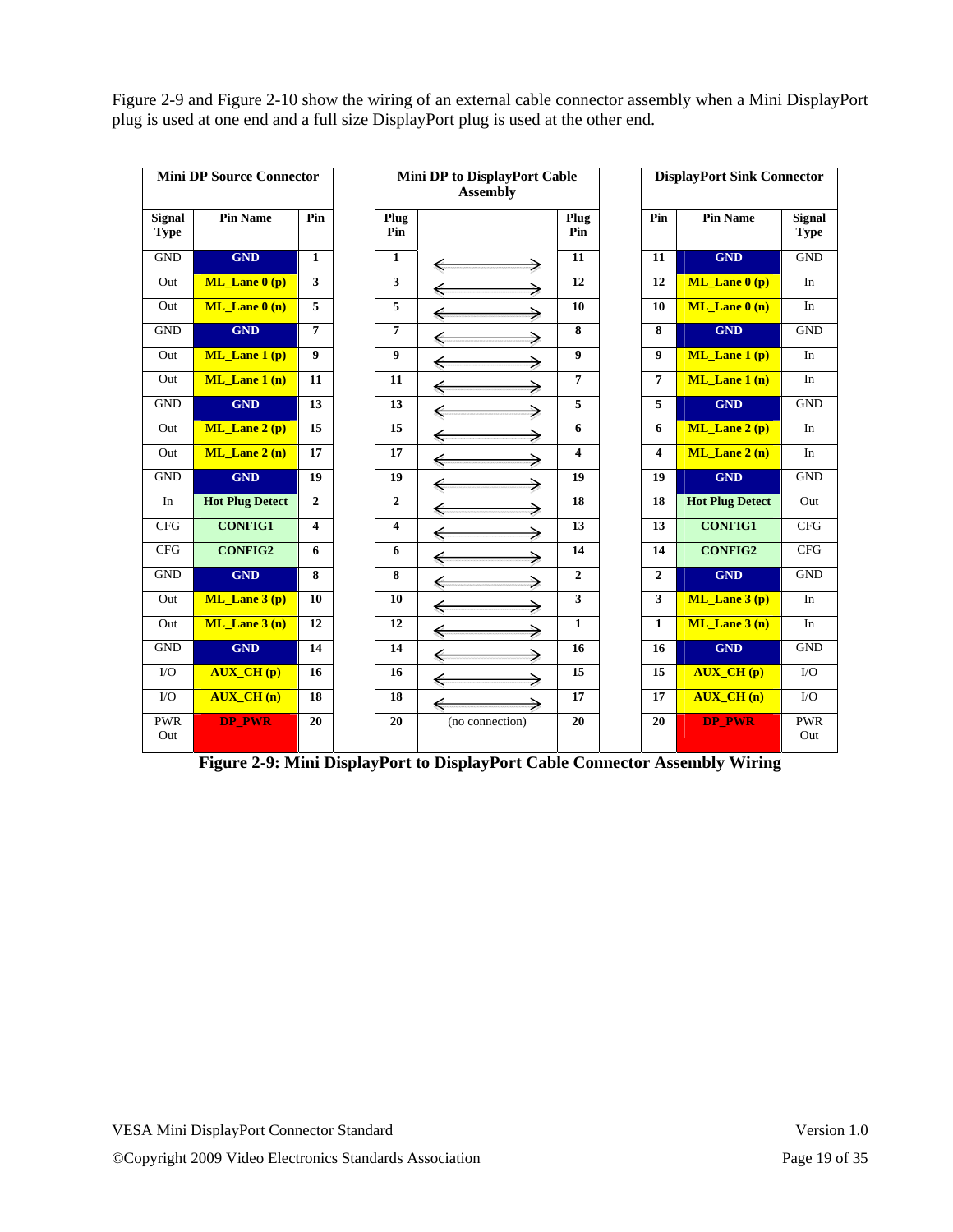Figure 2-9 and Figure 2-10 show the wiring of an external cable connector assembly when a Mini DisplayPort plug is used at one end and a full size DisplayPort plug is used at the other end.

| Mini DP Source Connector | | | Mini DP to DisplayPort Cable Assembly | | | DisplayPort Sink Connector | | |
|---|---|---|---|---|---|---|---|---|
| **Signal Type** | **Pin Name** | **Pin** | **Plug Pin** | | **Plug Pin** | **Pin** | **Pin Name** | **Signal Type** |
| GND | **GND** | **1** | **1** | ⟷ | **11** | **11** | **GND** | GND |
| Out | **ML_Lane 0 (p)** | **3** | **3** | ⟷ | **12** | **12** | **ML_Lane 0 (p)** | In |
| Out | **ML_Lane 0 (n)** | **5** | **5** | ⟷ | **10** | **10** | **ML_Lane 0 (n)** | In |
| GND | **GND** | **7** | **7** | ⟷ | **8** | **8** | **GND** | GND |
| Out | **ML_Lane 1 (p)** | **9** | **9** | ⟷ | **9** | **9** | **ML_Lane 1 (p)** | In |
| Out | **ML_Lane 1 (n)** | **11** | **11** | ⟷ | **7** | **7** | **ML_Lane 1 (n)** | In |
| GND | **GND** | **13** | **13** | ⟷ | **5** | **5** | **GND** | GND |
| Out | **ML_Lane 2 (p)** | **15** | **15** | ⟷ | **6** | **6** | **ML_Lane 2 (p)** | In |
| Out | **ML_Lane 2 (n)** | **17** | **17** | ⟷ | **4** | **4** | **ML_Lane 2 (n)** | In |
| GND | **GND** | **19** | **19** | ⟷ | **19** | **19** | **GND** | GND |
| In | **Hot Plug Detect** | **2** | **2** | ⟷ | **18** | **18** | **Hot Plug Detect** | Out |
| CFG | **CONFIG1** | **4** | **4** | ⟷ | **13** | **13** | **CONFIG1** | CFG |
| CFG | **CONFIG2** | **6** | **6** | ⟷ | **14** | **14** | **CONFIG2** | CFG |
| GND | **GND** | **8** | **8** | ⟷ | **2** | **2** | **GND** | GND |
| Out | **ML_Lane 3 (p)** | **10** | **10** | ⟷ | **3** | **3** | **ML_Lane 3 (p)** | In |
| Out | **ML_Lane 3 (n)** | **12** | **12** | ⟷ | **1** | **1** | **ML_Lane 3 (n)** | In |
| GND | **GND** | **14** | **14** | ⟷ | **16** | **16** | **GND** | GND |
| I/O | **AUX_CH (p)** | **16** | **16** | ⟷ | **15** | **15** | **AUX_CH (p)** | I/O |
| I/O | **AUX_CH (n)** | **18** | **18** | ⟷ | **17** | **17** | **AUX_CH (n)** | I/O |
| PWR Out | **DP_PWR** | **20** | **20** | (no connection) | **20** | **20** | **DP_PWR** | PWR Out |

**Figure 2-9: Mini DisplayPort to DisplayPort Cable Connector Assembly Wiring**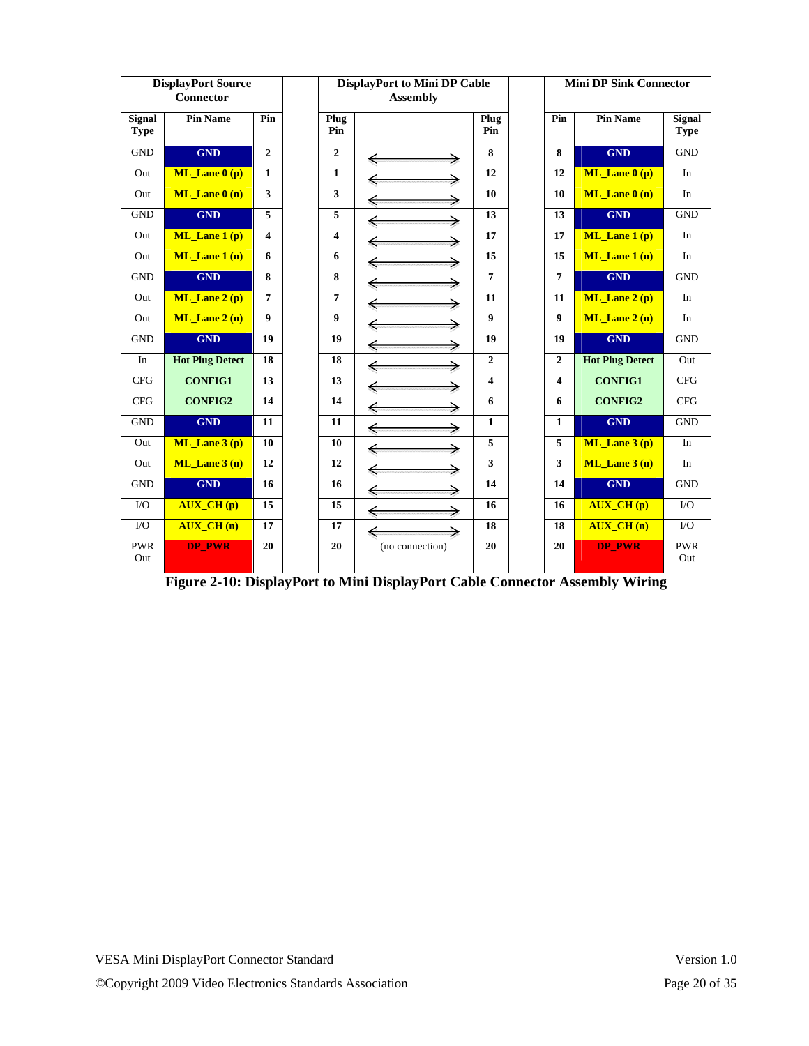| DisplayPort Source Connector | | | DisplayPort to Mini DP Cable Assembly | | | Mini DP Sink Connector | | |
|---|---|---|---|---|---|---|---|---|
| **Signal Type** | **Pin Name** | **Pin** | **Plug Pin** | | **Plug Pin** | **Pin** | **Pin Name** | **Signal Type** |
| GND | **GND** | **2** | **2** | ⟷ | **8** | **8** | **GND** | GND |
| Out | **ML_Lane 0 (p)** | **1** | **1** | ⟷ | **12** | **12** | **ML_Lane 0 (p)** | In |
| Out | **ML_Lane 0 (n)** | **3** | **3** | ⟷ | **10** | **10** | **ML_Lane 0 (n)** | In |
| GND | **GND** | **5** | **5** | ⟷ | **13** | **13** | **GND** | GND |
| Out | **ML_Lane 1 (p)** | **4** | **4** | ⟷ | **17** | **17** | **ML_Lane 1 (p)** | In |
| Out | **ML_Lane 1 (n)** | **6** | **6** | ⟷ | **15** | **15** | **ML_Lane 1 (n)** | In |
| GND | **GND** | **8** | **8** | ⟷ | **7** | **7** | **GND** | GND |
| Out | **ML_Lane 2 (p)** | **7** | **7** | ⟷ | **11** | **11** | **ML_Lane 2 (p)** | In |
| Out | **ML_Lane 2 (n)** | **9** | **9** | ⟷ | **9** | **9** | **ML_Lane 2 (n)** | In |
| GND | **GND** | **19** | **19** | ⟷ | **19** | **19** | **GND** | GND |
| In | **Hot Plug Detect** | **18** | **18** | ⟷ | **2** | **2** | **Hot Plug Detect** | Out |
| CFG | **CONFIG1** | **13** | **13** | ⟷ | **4** | **4** | **CONFIG1** | CFG |
| CFG | **CONFIG2** | **14** | **14** | ⟷ | **6** | **6** | **CONFIG2** | CFG |
| GND | **GND** | **11** | **11** | ⟷ | **1** | **1** | **GND** | GND |
| Out | **ML_Lane 3 (p)** | **10** | **10** | ⟷ | **5** | **5** | **ML_Lane 3 (p)** | In |
| Out | **ML_Lane 3 (n)** | **12** | **12** | ⟷ | **3** | **3** | **ML_Lane 3 (n)** | In |
| GND | **GND** | **16** | **16** | ⟷ | **14** | **14** | **GND** | GND |
| I/O | **AUX_CH (p)** | **15** | **15** | ⟷ | **16** | **16** | **AUX_CH (p)** | I/O |
| I/O | **AUX_CH (n)** | **17** | **17** | ⟷ | **18** | **18** | **AUX_CH (n)** | I/O |
| PWR Out | **DP_PWR** | **20** | **20** | (no connection) | **20** | **20** | **DP_PWR** | PWR Out |

**Figure 2-10: DisplayPort to Mini DisplayPort Cable Connector Assembly Wiring**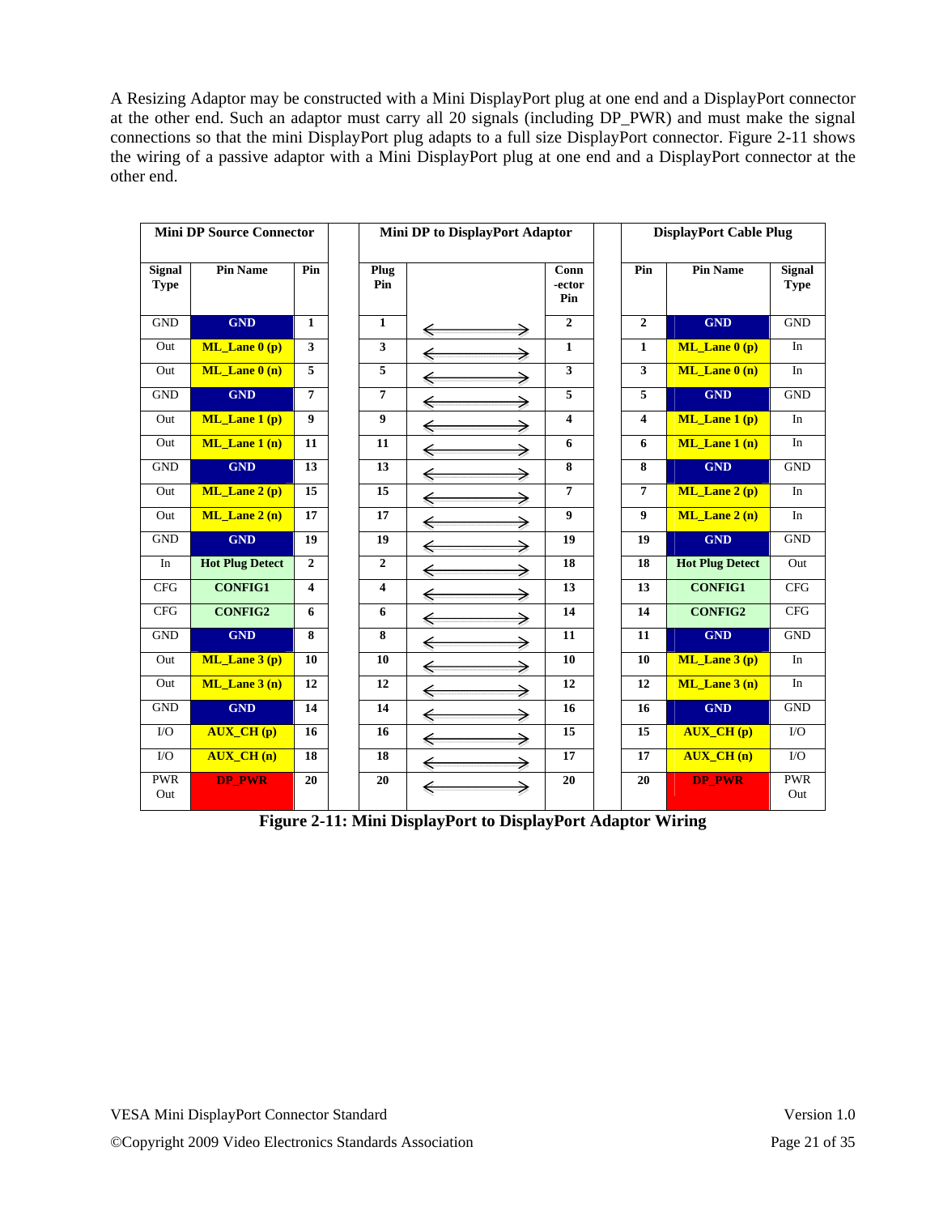A Resizing Adaptor may be constructed with a Mini DisplayPort plug at one end and a DisplayPort connector at the other end. Such an adaptor must carry all 20 signals (including DP_PWR) and must make the signal connections so that the mini DisplayPort plug adapts to a full size DisplayPort connector. Figure 2-11 shows the wiring of a passive adaptor with a Mini DisplayPort plug at one end and a DisplayPort connector at the other end.

| Mini DP Source Connector | | | Mini DP to DisplayPort Adaptor | | | DisplayPort Cable Plug | | |
|---|---|---|---|---|---|---|---|---|
| **Signal Type** | **Pin Name** | **Pin** | **Plug Pin** | | **Conn-ector Pin** | **Pin** | **Pin Name** | **Signal Type** |
| GND | GND | 1 | 1 | ⟵⟶ | 2 | 2 | GND | GND |
| Out | ML_Lane 0 (p) | 3 | 3 | ⟵⟶ | 1 | 1 | ML_Lane 0 (p) | In |
| Out | ML_Lane 0 (n) | 5 | 5 | ⟵⟶ | 3 | 3 | ML_Lane 0 (n) | In |
| GND | GND | 7 | 7 | ⟵⟶ | 5 | 5 | GND | GND |
| Out | ML_Lane 1 (p) | 9 | 9 | ⟵⟶ | 4 | 4 | ML_Lane 1 (p) | In |
| Out | ML_Lane 1 (n) | 11 | 11 | ⟵⟶ | 6 | 6 | ML_Lane 1 (n) | In |
| GND | GND | 13 | 13 | ⟵⟶ | 8 | 8 | GND | GND |
| Out | ML_Lane 2 (p) | 15 | 15 | ⟵⟶ | 7 | 7 | ML_Lane 2 (p) | In |
| Out | ML_Lane 2 (n) | 17 | 17 | ⟵⟶ | 9 | 9 | ML_Lane 2 (n) | In |
| GND | GND | 19 | 19 | ⟵⟶ | 19 | 19 | GND | GND |
| In | Hot Plug Detect | 2 | 2 | ⟵⟶ | 18 | 18 | Hot Plug Detect | Out |
| CFG | CONFIG1 | 4 | 4 | ⟵⟶ | 13 | 13 | CONFIG1 | CFG |
| CFG | CONFIG2 | 6 | 6 | ⟵⟶ | 14 | 14 | CONFIG2 | CFG |
| GND | GND | 8 | 8 | ⟵⟶ | 11 | 11 | GND | GND |
| Out | ML_Lane 3 (p) | 10 | 10 | ⟵⟶ | 10 | 10 | ML_Lane 3 (p) | In |
| Out | ML_Lane 3 (n) | 12 | 12 | ⟵⟶ | 12 | 12 | ML_Lane 3 (n) | In |
| GND | GND | 14 | 14 | ⟵⟶ | 16 | 16 | GND | GND |
| I/O | AUX_CH (p) | 16 | 16 | ⟵⟶ | 15 | 15 | AUX_CH (p) | I/O |
| I/O | AUX_CH (n) | 18 | 18 | ⟵⟶ | 17 | 17 | AUX_CH (n) | I/O |
| PWR Out | DP_PWR | 20 | 20 | ⟵⟶ | 20 | 20 | DP_PWR | PWR Out |

**Figure 2-11: Mini DisplayPort to DisplayPort Adaptor Wiring**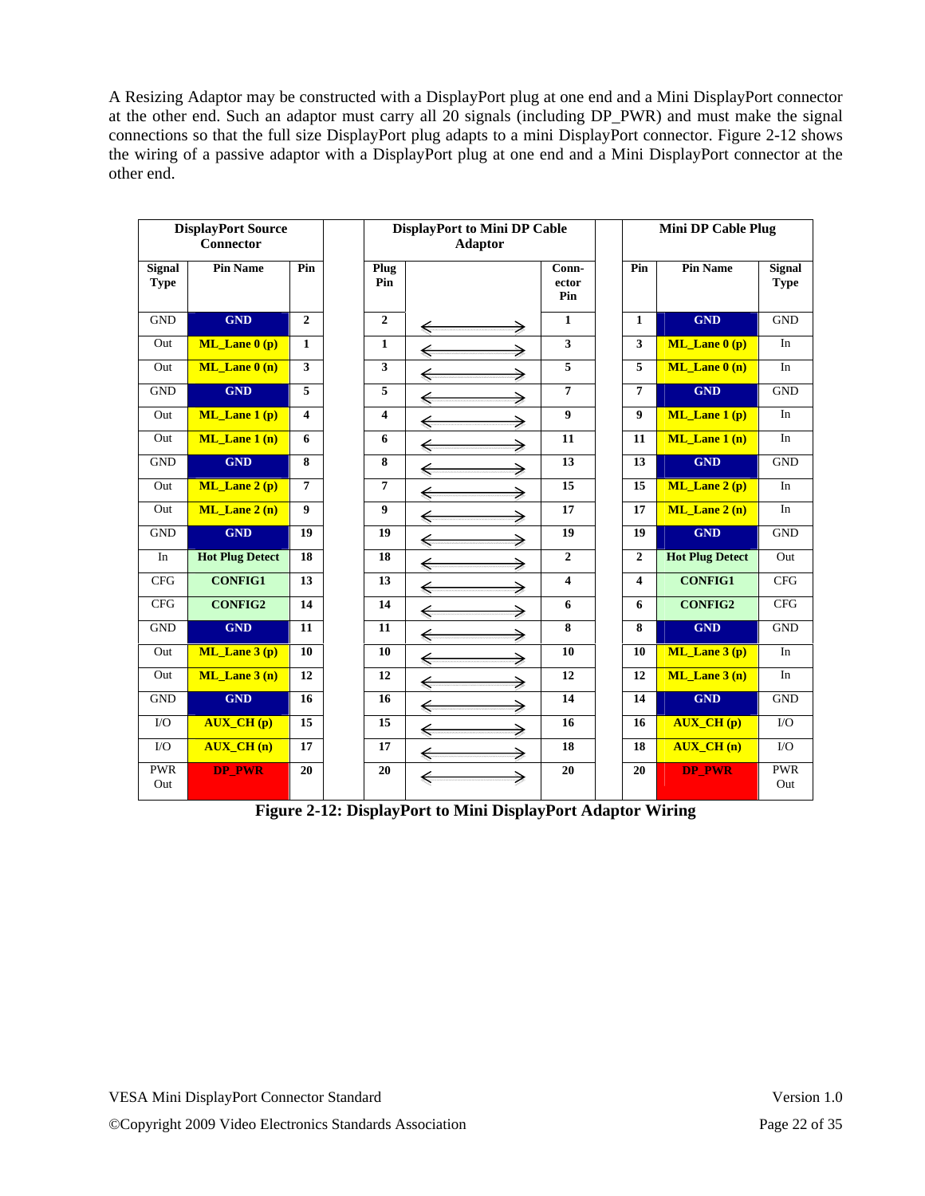A Resizing Adaptor may be constructed with a DisplayPort plug at one end and a Mini DisplayPort connector at the other end. Such an adaptor must carry all 20 signals (including DP_PWR) and must make the signal connections so that the full size DisplayPort plug adapts to a mini DisplayPort connector. Figure 2-12 shows the wiring of a passive adaptor with a DisplayPort plug at one end and a Mini DisplayPort connector at the other end.

| DisplayPort Source Connector | | | | DisplayPort to Mini DP Cable Adaptor | | | | Mini DP Cable Plug | | |
|---|---|---|---|---|---|---|---|---|---|---|
| **Signal Type** | **Pin Name** | **Pin** | | **Plug Pin** | | **Conn-ector Pin** | | **Pin** | **Pin Name** | **Signal Type** |
| GND | GND | 2 | | 2 | ⟷ | 1 | | 1 | GND | GND |
| Out | ML_Lane 0 (p) | 1 | | 1 | ⟷ | 3 | | 3 | ML_Lane 0 (p) | In |
| Out | ML_Lane 0 (n) | 3 | | 3 | ⟷ | 5 | | 5 | ML_Lane 0 (n) | In |
| GND | GND | 5 | | 5 | ⟷ | 7 | | 7 | GND | GND |
| Out | ML_Lane 1 (p) | 4 | | 4 | ⟷ | 9 | | 9 | ML_Lane 1 (p) | In |
| Out | ML_Lane 1 (n) | 6 | | 6 | ⟷ | 11 | | 11 | ML_Lane 1 (n) | In |
| GND | GND | 8 | | 8 | ⟷ | 13 | | 13 | GND | GND |
| Out | ML_Lane 2 (p) | 7 | | 7 | ⟷ | 15 | | 15 | ML_Lane 2 (p) | In |
| Out | ML_Lane 2 (n) | 9 | | 9 | ⟷ | 17 | | 17 | ML_Lane 2 (n) | In |
| GND | GND | 19 | | 19 | ⟷ | 19 | | 19 | GND | GND |
| In | Hot Plug Detect | 18 | | 18 | ⟷ | 2 | | 2 | Hot Plug Detect | Out |
| CFG | CONFIG1 | 13 | | 13 | ⟷ | 4 | | 4 | CONFIG1 | CFG |
| CFG | CONFIG2 | 14 | | 14 | ⟷ | 6 | | 6 | CONFIG2 | CFG |
| GND | GND | 11 | | 11 | ⟷ | 8 | | 8 | GND | GND |
| Out | ML_Lane 3 (p) | 10 | | 10 | ⟷ | 10 | | 10 | ML_Lane 3 (p) | In |
| Out | ML_Lane 3 (n) | 12 | | 12 | ⟷ | 12 | | 12 | ML_Lane 3 (n) | In |
| GND | GND | 16 | | 16 | ⟷ | 14 | | 14 | GND | GND |
| I/O | AUX_CH (p) | 15 | | 15 | ⟷ | 16 | | 16 | AUX_CH (p) | I/O |
| I/O | AUX_CH (n) | 17 | | 17 | ⟷ | 18 | | 18 | AUX_CH (n) | I/O |
| PWR Out | DP_PWR | 20 | | 20 | ⟷ | 20 | | 20 | DP_PWR | PWR Out |

**Figure 2-12: DisplayPort to Mini DisplayPort Adaptor Wiring**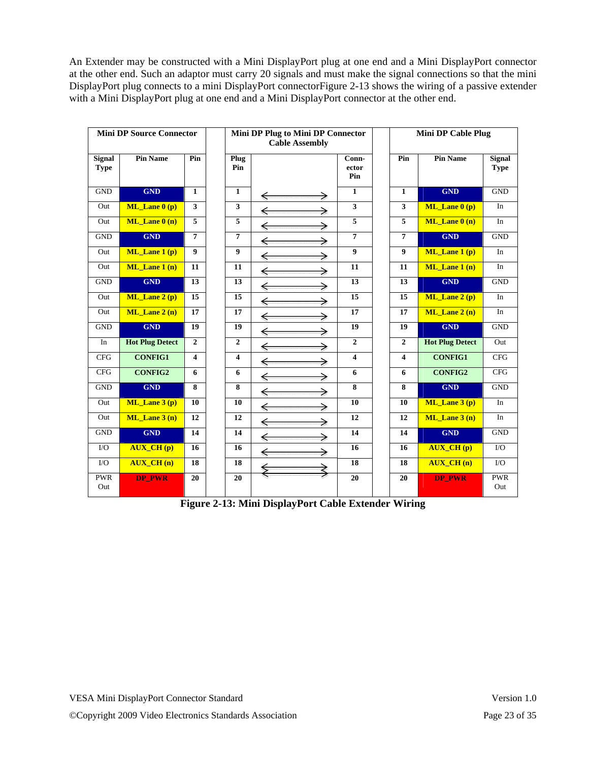An Extender may be constructed with a Mini DisplayPort plug at one end and a Mini DisplayPort connector at the other end. Such an adaptor must carry 20 signals and must make the signal connections so that the mini DisplayPort plug connects to a mini DisplayPort connectorFigure 2-13 shows the wiring of a passive extender with a Mini DisplayPort plug at one end and a Mini DisplayPort connector at the other end.

| Mini DP Source Connector | | | Mini DP Plug to Mini DP Connector Cable Assembly | | | Mini DP Cable Plug | | |
|---|---|---|---|---|---|---|---|---|
| **Signal Type** | **Pin Name** | **Pin** | **Plug Pin** | | **Conn-ector Pin** | **Pin** | **Pin Name** | **Signal Type** |
| GND | GND | 1 | 1 | ⟷ | 1 | 1 | GND | GND |
| Out | ML_Lane 0 (p) | 3 | 3 | ⟷ | 3 | 3 | ML_Lane 0 (p) | In |
| Out | ML_Lane 0 (n) | 5 | 5 | ⟷ | 5 | 5 | ML_Lane 0 (n) | In |
| GND | GND | 7 | 7 | ⟷ | 7 | 7 | GND | GND |
| Out | ML_Lane 1 (p) | 9 | 9 | ⟷ | 9 | 9 | ML_Lane 1 (p) | In |
| Out | ML_Lane 1 (n) | 11 | 11 | ⟷ | 11 | 11 | ML_Lane 1 (n) | In |
| GND | GND | 13 | 13 | ⟷ | 13 | 13 | GND | GND |
| Out | ML_Lane 2 (p) | 15 | 15 | ⟷ | 15 | 15 | ML_Lane 2 (p) | In |
| Out | ML_Lane 2 (n) | 17 | 17 | ⟷ | 17 | 17 | ML_Lane 2 (n) | In |
| GND | GND | 19 | 19 | ⟷ | 19 | 19 | GND | GND |
| In | Hot Plug Detect | 2 | 2 | ⟷ | 2 | 2 | Hot Plug Detect | Out |
| CFG | CONFIG1 | 4 | 4 | ⟷ | 4 | 4 | CONFIG1 | CFG |
| CFG | CONFIG2 | 6 | 6 | ⟷ | 6 | 6 | CONFIG2 | CFG |
| GND | GND | 8 | 8 | ⟷ | 8 | 8 | GND | GND |
| Out | ML_Lane 3 (p) | 10 | 10 | ⟷ | 10 | 10 | ML_Lane 3 (p) | In |
| Out | ML_Lane 3 (n) | 12 | 12 | ⟷ | 12 | 12 | ML_Lane 3 (n) | In |
| GND | GND | 14 | 14 | ⟷ | 14 | 14 | GND | GND |
| I/O | AUX_CH (p) | 16 | 16 | ⟷ | 16 | 16 | AUX_CH (p) | I/O |
| I/O | AUX_CH (n) | 18 | 18 | ⟷ | 18 | 18 | AUX_CH (n) | I/O |
| PWR Out | DP_PWR | 20 | 20 | | 20 | 20 | DP_PWR | PWR Out |

**Figure 2-13: Mini DisplayPort Cable Extender Wiring**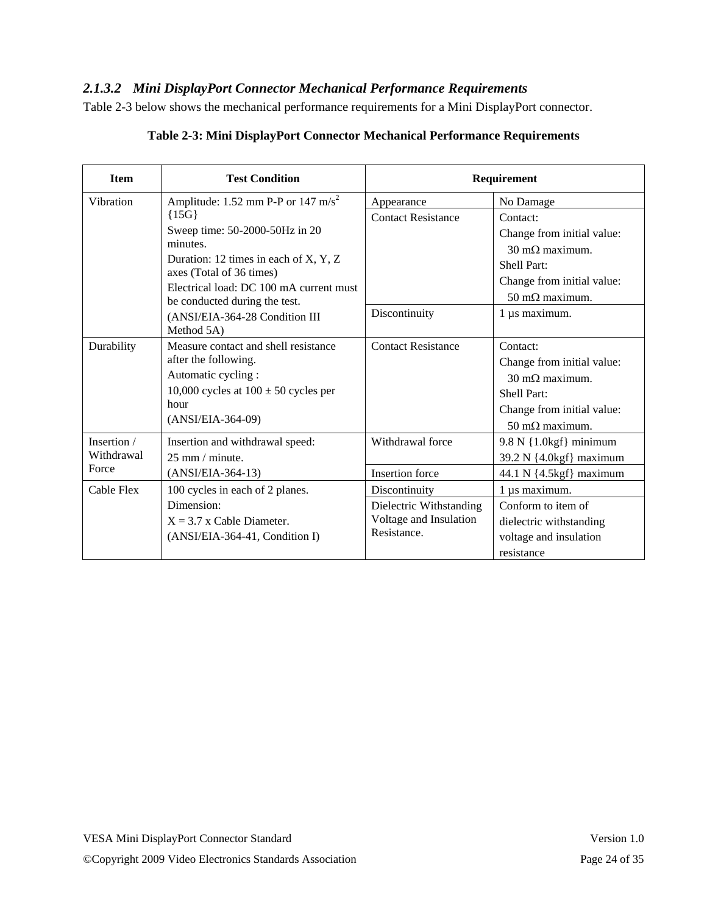#### 2.1.3.2 *Mini DisplayPort Connector Mechanical Performance Requirements*

Table 2-3 below shows the mechanical performance requirements for a Mini DisplayPort connector.

**Table 2-3: Mini DisplayPort Connector Mechanical Performance Requirements**

| Item | Test Condition | Requirement | |
|---|---|---|---|
| Vibration | Amplitude: 1.52 mm P-P or 147 m/s$^2$ {15G}<br>Sweep time: 50-2000-50Hz in 20 minutes.<br>Duration: 12 times in each of X, Y, Z axes (Total of 36 times)<br>Electrical load: DC 100 mA current must be conducted during the test.<br>(ANSI/EIA-364-28 Condition III Method 5A) | Appearance | No Damage |
| | | Contact Resistance | Contact:<br>Change from initial value: 30 mΩ maximum.<br>Shell Part:<br>Change from initial value: 50 mΩ maximum. |
| | | Discontinuity | 1 μs maximum. |
| Durability | Measure contact and shell resistance after the following.<br>Automatic cycling :<br>10,000 cycles at 100 ± 50 cycles per hour<br>(ANSI/EIA-364-09) | Contact Resistance | Contact:<br>Change from initial value: 30 mΩ maximum.<br>Shell Part:<br>Change from initial value: 50 mΩ maximum. |
| Insertion / Withdrawal Force | Insertion and withdrawal speed:<br>25 mm / minute.<br>(ANSI/EIA-364-13) | Withdrawal force | 9.8 N {1.0kgf} minimum<br>39.2 N {4.0kgf} maximum |
| | | Insertion force | 44.1 N {4.5kgf} maximum |
| Cable Flex | 100 cycles in each of 2 planes.<br>Dimension:<br>X = 3.7 x Cable Diameter.<br>(ANSI/EIA-364-41, Condition I) | Discontinuity | 1 μs maximum. |
| | | Dielectric Withstanding Voltage and Insulation Resistance. | Conform to item of dielectric withstanding voltage and insulation resistance |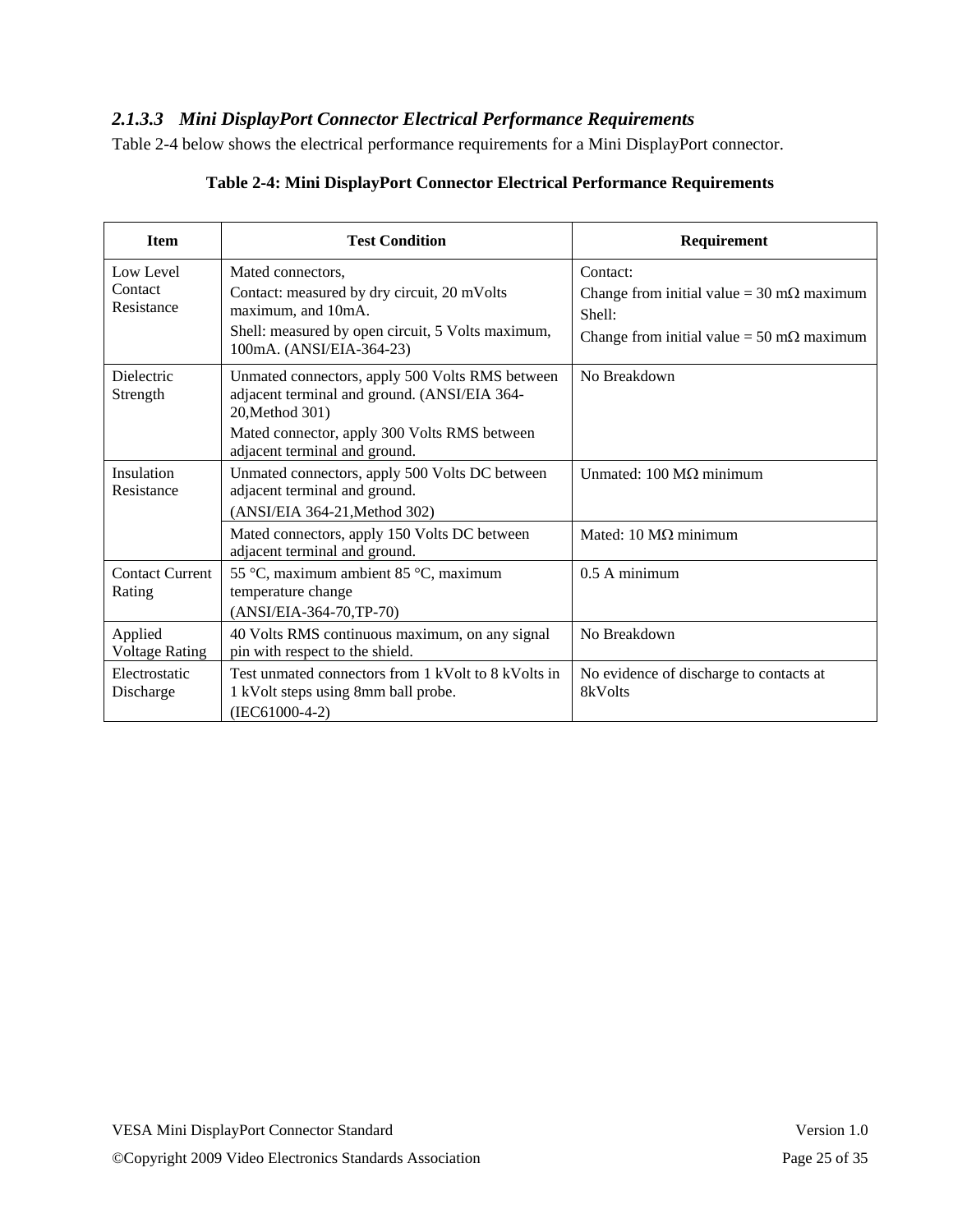#### *2.1.3.3 Mini DisplayPort Connector Electrical Performance Requirements*

Table 2-4 below shows the electrical performance requirements for a Mini DisplayPort connector.

**Table 2-4: Mini DisplayPort Connector Electrical Performance Requirements**

| Item | Test Condition | Requirement |
|---|---|---|
| Low Level Contact Resistance | Mated connectors,<br>Contact: measured by dry circuit, 20 mVolts maximum, and 10mA.<br>Shell: measured by open circuit, 5 Volts maximum, 100mA. (ANSI/EIA-364-23) | Contact:<br>Change from initial value = 30 mΩ maximum<br>Shell:<br>Change from initial value = 50 mΩ maximum |
| Dielectric Strength | Unmated connectors, apply 500 Volts RMS between adjacent terminal and ground. (ANSI/EIA 364-20,Method 301)<br>Mated connector, apply 300 Volts RMS between adjacent terminal and ground. | No Breakdown |
| Insulation Resistance | Unmated connectors, apply 500 Volts DC between adjacent terminal and ground.<br>(ANSI/EIA 364-21,Method 302) | Unmated: 100 MΩ minimum |
| | Mated connectors, apply 150 Volts DC between adjacent terminal and ground. | Mated: 10 MΩ minimum |
| Contact Current Rating | 55 °C, maximum ambient 85 °C, maximum temperature change<br>(ANSI/EIA-364-70,TP-70) | 0.5 A minimum |
| Applied Voltage Rating | 40 Volts RMS continuous maximum, on any signal pin with respect to the shield. | No Breakdown |
| Electrostatic Discharge | Test unmated connectors from 1 kVolt to 8 kVolts in 1 kVolt steps using 8mm ball probe.<br>(IEC61000-4-2) | No evidence of discharge to contacts at 8kVolts |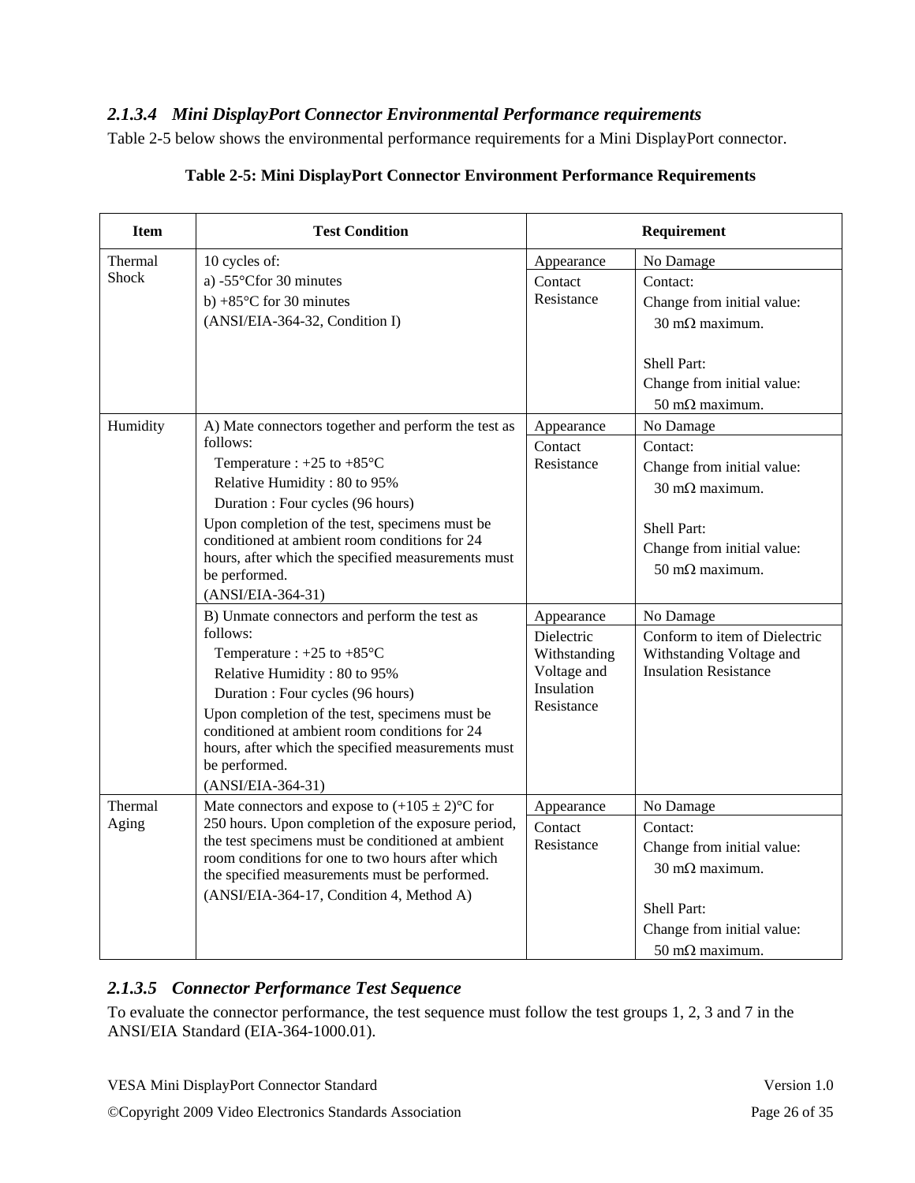#### 2.1.3.4 Mini DisplayPort Connector Environmental Performance requirements

Table 2-5 below shows the environmental performance requirements for a Mini DisplayPort connector.

**Table 2-5: Mini DisplayPort Connector Environment Performance Requirements**

| Item | Test Condition | Requirement | |
|---|---|---|---|
| Thermal Shock | 10 cycles of:<br>a) -55°Cfor 30 minutes<br>b) +85°C for 30 minutes<br>(ANSI/EIA-364-32, Condition I) | Appearance | No Damage |
| | | Contact Resistance | Contact:<br>Change from initial value:<br>30 mΩ maximum.<br><br>Shell Part:<br>Change from initial value:<br>50 mΩ maximum. |
| Humidity | A) Mate connectors together and perform the test as follows:<br>Temperature : +25 to +85°C<br>Relative Humidity : 80 to 95%<br>Duration : Four cycles (96 hours)<br>Upon completion of the test, specimens must be conditioned at ambient room conditions for 24 hours, after which the specified measurements must be performed.<br>(ANSI/EIA-364-31) | Appearance | No Damage |
| | | Contact Resistance | Contact:<br>Change from initial value:<br>30 mΩ maximum.<br><br>Shell Part:<br>Change from initial value:<br>50 mΩ maximum. |
| | B) Unmate connectors and perform the test as follows:<br>Temperature : +25 to +85°C<br>Relative Humidity : 80 to 95%<br>Duration : Four cycles (96 hours)<br>Upon completion of the test, specimens must be conditioned at ambient room conditions for 24 hours, after which the specified measurements must be performed.<br>(ANSI/EIA-364-31) | Appearance | No Damage |
| | | Dielectric Withstanding Voltage and Insulation Resistance | Conform to item of Dielectric Withstanding Voltage and Insulation Resistance |
| Thermal Aging | Mate connectors and expose to (+105 ± 2)°C for 250 hours. Upon completion of the exposure period, the test specimens must be conditioned at ambient room conditions for one to two hours after which the specified measurements must be performed.<br>(ANSI/EIA-364-17, Condition 4, Method A) | Appearance | No Damage |
| | | Contact Resistance | Contact:<br>Change from initial value:<br>30 mΩ maximum.<br><br>Shell Part:<br>Change from initial value:<br>50 mΩ maximum. |

#### 2.1.3.5 Connector Performance Test Sequence

To evaluate the connector performance, the test sequence must follow the test groups 1, 2, 3 and 7 in the ANSI/EIA Standard (EIA-364-1000.01).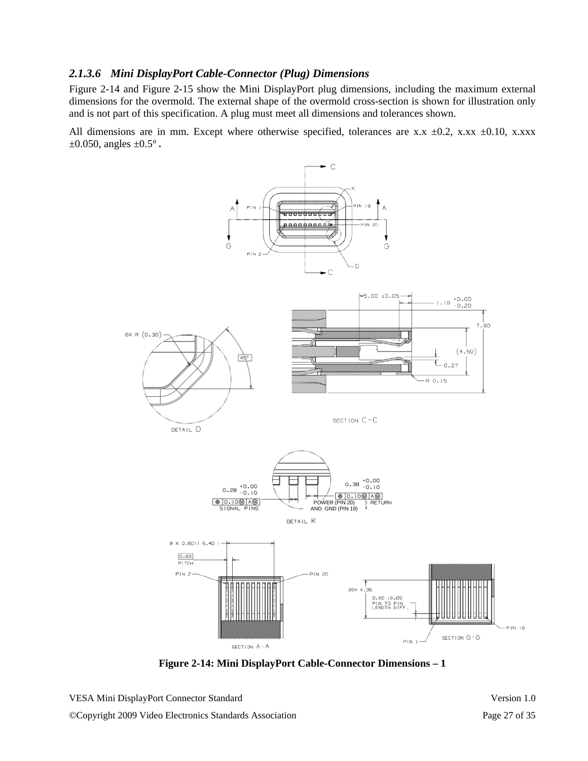### 2.1.3.6 *Mini DisplayPort Cable-Connector (Plug) Dimensions*

Figure 2-14 and Figure 2-15 show the Mini DisplayPort plug dimensions, including the maximum external dimensions for the overmold. The external shape of the overmold cross-section is shown for illustration only and is not part of this specification. A plug must meet all dimensions and tolerances shown.

All dimensions are in mm. Except where otherwise specified, tolerances are x.x ±0.2, x.xx ±0.10, x.xxx ±0.050, angles ±0.5°.

**Figure 2-14: Mini DisplayPort Cable-Connector Dimensions – 1**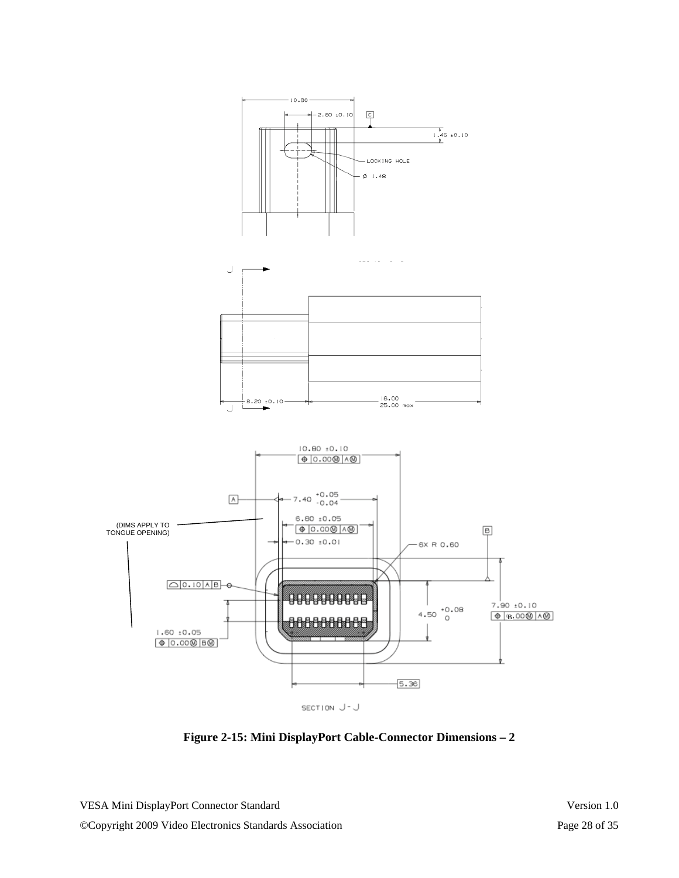**Figure 2-15: Mini DisplayPort Cable-Connector Dimensions – 2**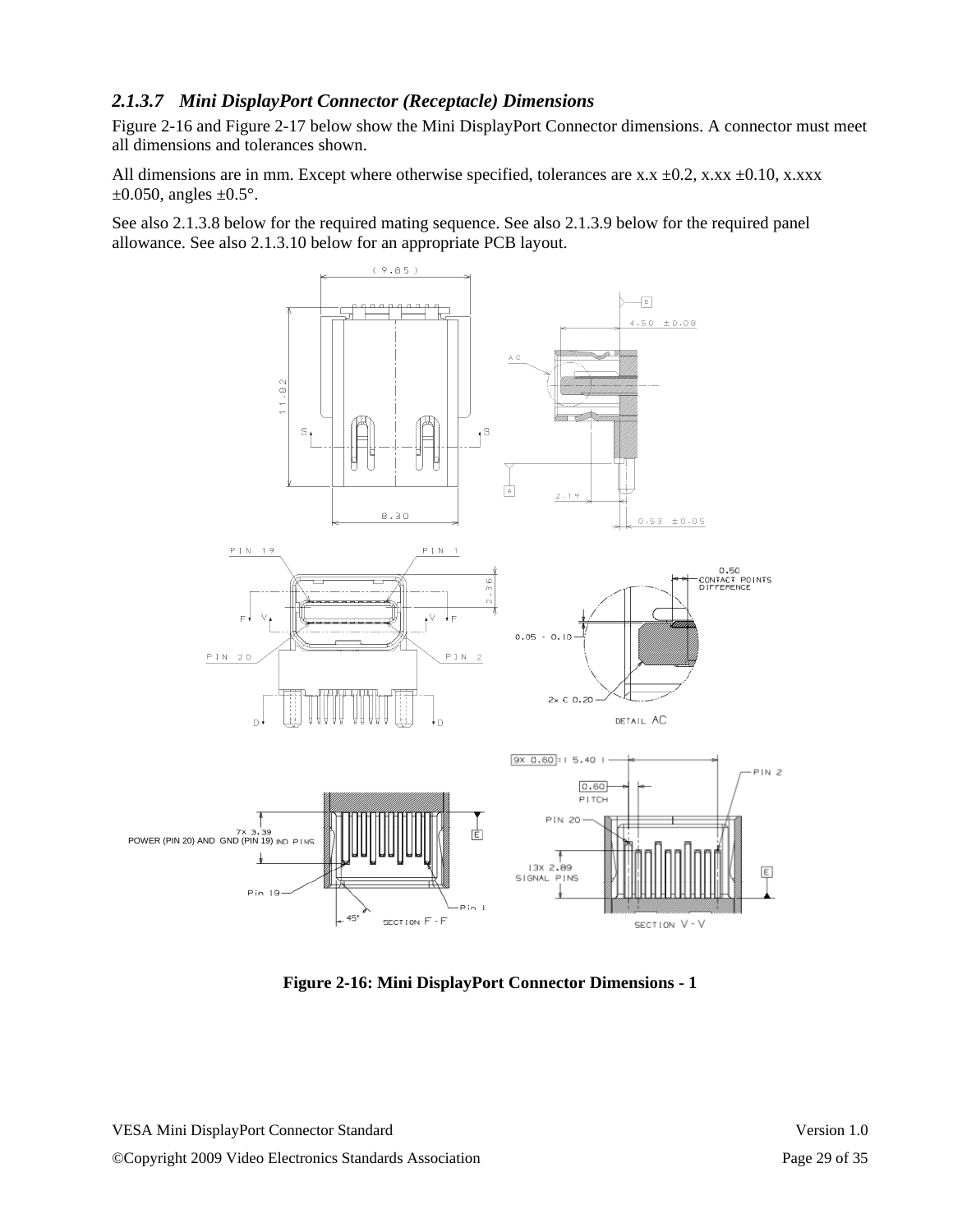### 2.1.3.7 *Mini DisplayPort Connector (Receptacle) Dimensions*

Figure 2-16 and Figure 2-17 below show the Mini DisplayPort Connector dimensions. A connector must meet all dimensions and tolerances shown.

All dimensions are in mm. Except where otherwise specified, tolerances are x.x ±0.2, x.xx ±0.10, x.xxx ±0.050, angles ±0.5°.

See also 2.1.3.8 below for the required mating sequence. See also 2.1.3.9 below for the required panel allowance. See also 2.1.3.10 below for an appropriate PCB layout.

**Figure 2-16: Mini DisplayPort Connector Dimensions - 1**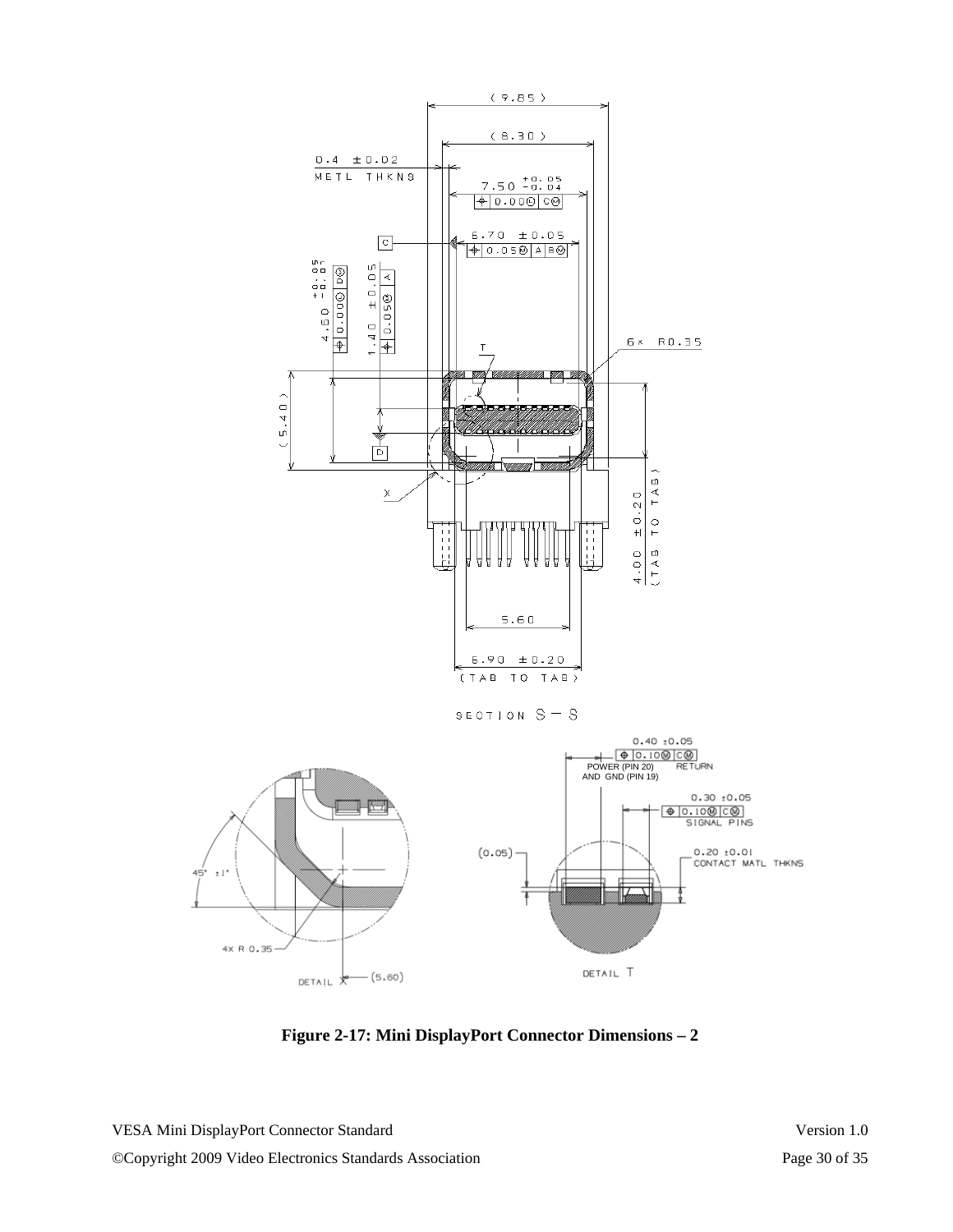Figure 2-17: Mini DisplayPort Connector Dimensions – 2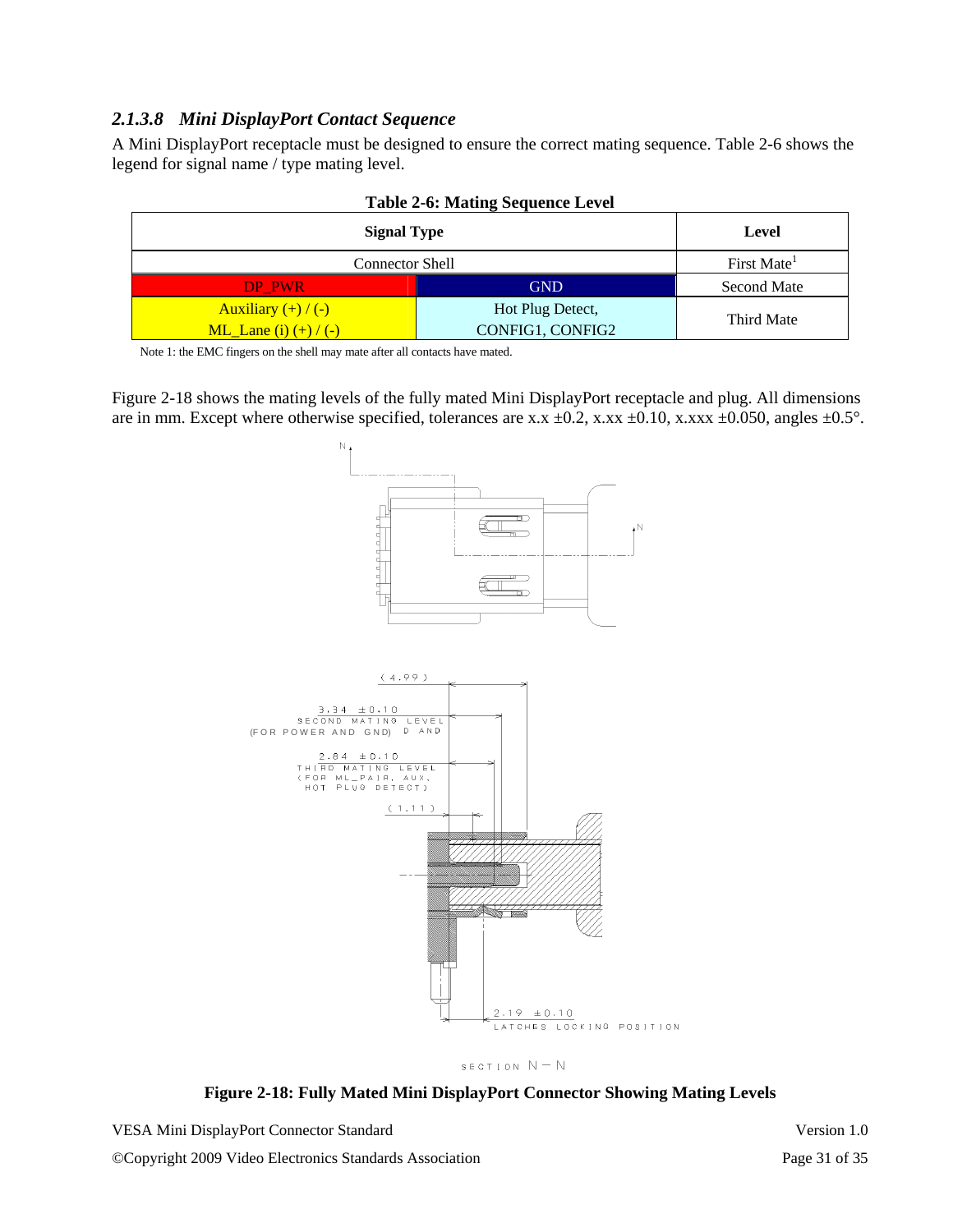### *2.1.3.8 Mini DisplayPort Contact Sequence*

A Mini DisplayPort receptacle must be designed to ensure the correct mating sequence. Table 2-6 shows the legend for signal name / type mating level.

**Table 2-6: Mating Sequence Level**

| Signal Type | | Level |
|---|---|---|
| Connector Shell | | First Mate[1] |
| DP_PWR | GND | Second Mate |
| Auxiliary (+) / (-) ML_Lane (i) (+) / (-) | Hot Plug Detect, CONFIG1, CONFIG2 | Third Mate |

Note 1: the EMC fingers on the shell may mate after all contacts have mated.

Figure 2-18 shows the mating levels of the fully mated Mini DisplayPort receptacle and plug. All dimensions are in mm. Except where otherwise specified, tolerances are x.x ±0.2, x.xx ±0.10, x.xxx ±0.050, angles ±0.5°.

**Figure 2-18: Fully Mated Mini DisplayPort Connector Showing Mating Levels**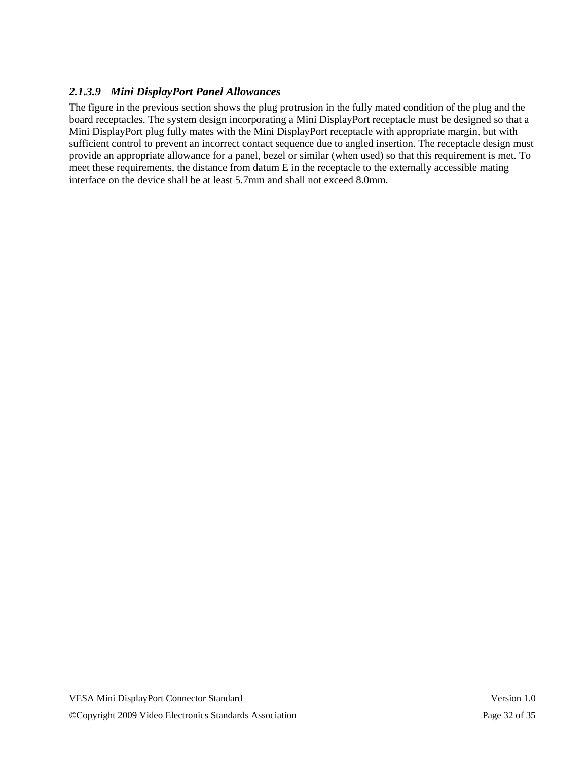#### *2.1.3.9 Mini DisplayPort Panel Allowances*

The figure in the previous section shows the plug protrusion in the fully mated condition of the plug and the board receptacles. The system design incorporating a Mini DisplayPort receptacle must be designed so that a Mini DisplayPort plug fully mates with the Mini DisplayPort receptacle with appropriate margin, but with sufficient control to prevent an incorrect contact sequence due to angled insertion. The receptacle design must provide an appropriate allowance for a panel, bezel or similar (when used) so that this requirement is met. To meet these requirements, the distance from datum E in the receptacle to the externally accessible mating interface on the device shall be at least 5.7mm and shall not exceed 8.0mm.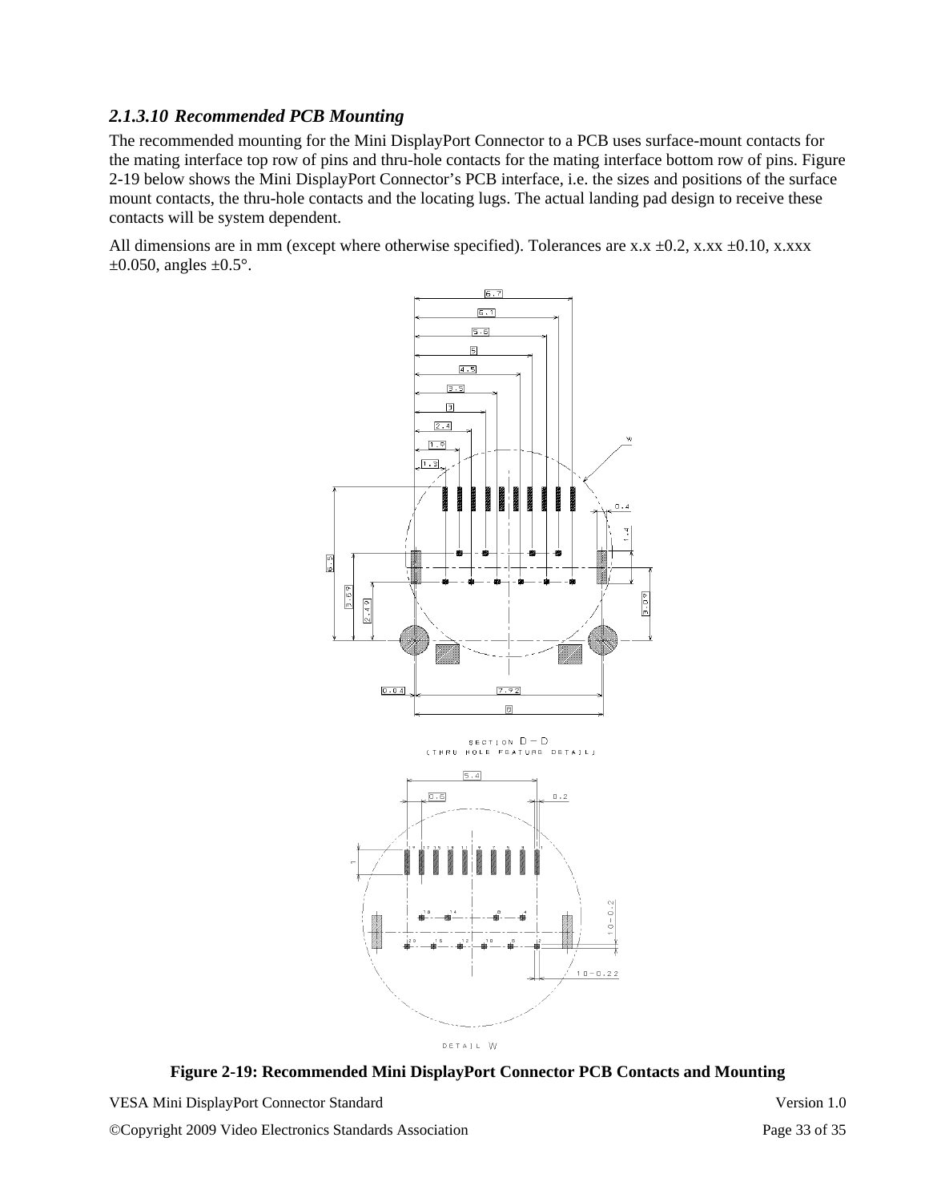### 2.1.3.10 *Recommended PCB Mounting*

The recommended mounting for the Mini DisplayPort Connector to a PCB uses surface-mount contacts for the mating interface top row of pins and thru-hole contacts for the mating interface bottom row of pins. Figure 2-19 below shows the Mini DisplayPort Connector's PCB interface, i.e. the sizes and positions of the surface mount contacts, the thru-hole contacts and the locating lugs. The actual landing pad design to receive these contacts will be system dependent.

All dimensions are in mm (except where otherwise specified). Tolerances are x.x ±0.2, x.xx ±0.10, x.xxx ±0.050, angles ±0.5°.

**Figure 2-19: Recommended Mini DisplayPort Connector PCB Contacts and Mounting**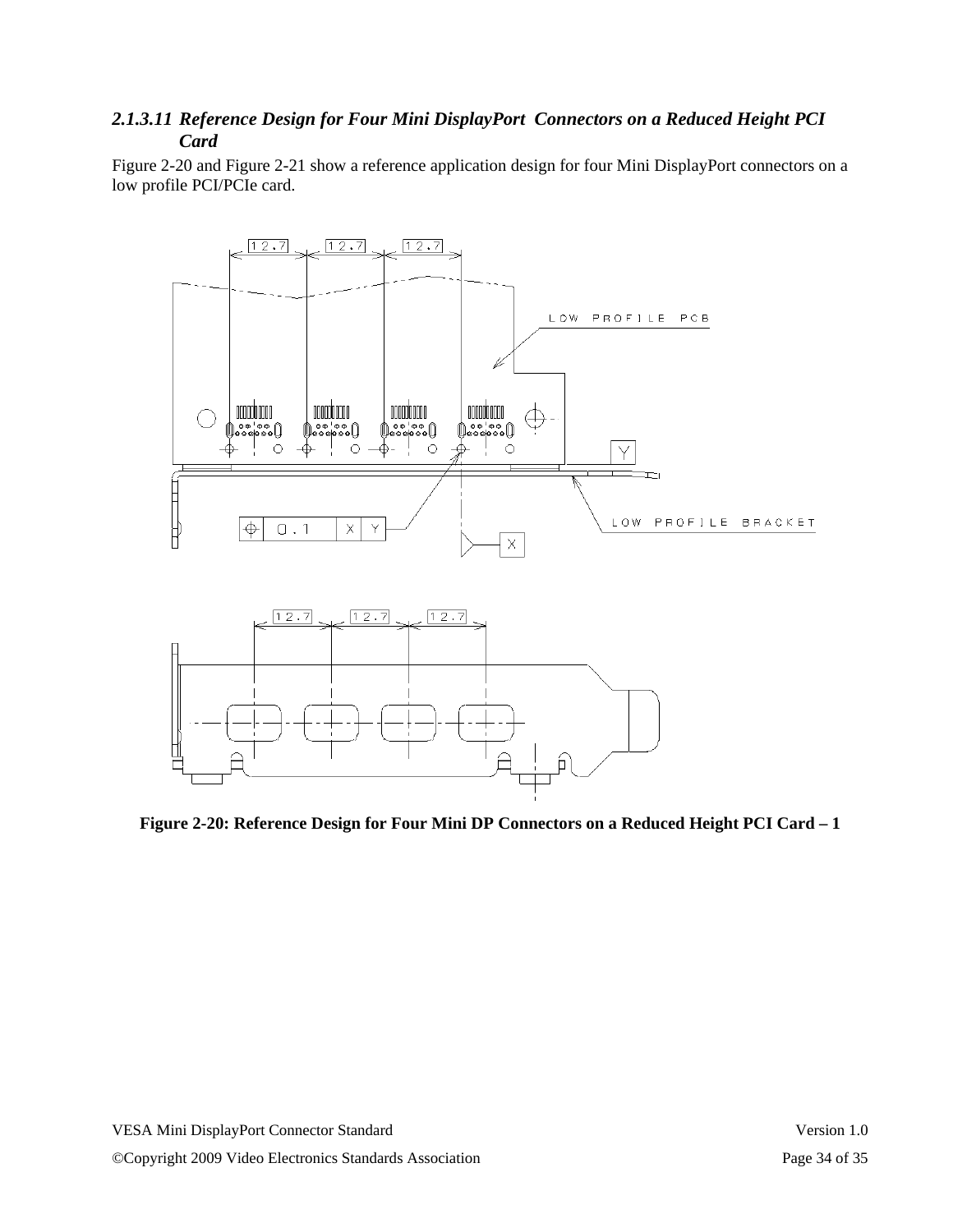### *2.1.3.11 Reference Design for Four Mini DisplayPort Connectors on a Reduced Height PCI Card*

Figure 2-20 and Figure 2-21 show a reference application design for four Mini DisplayPort connectors on a low profile PCI/PCIe card.

**Figure 2-20: Reference Design for Four Mini DP Connectors on a Reduced Height PCI Card – 1**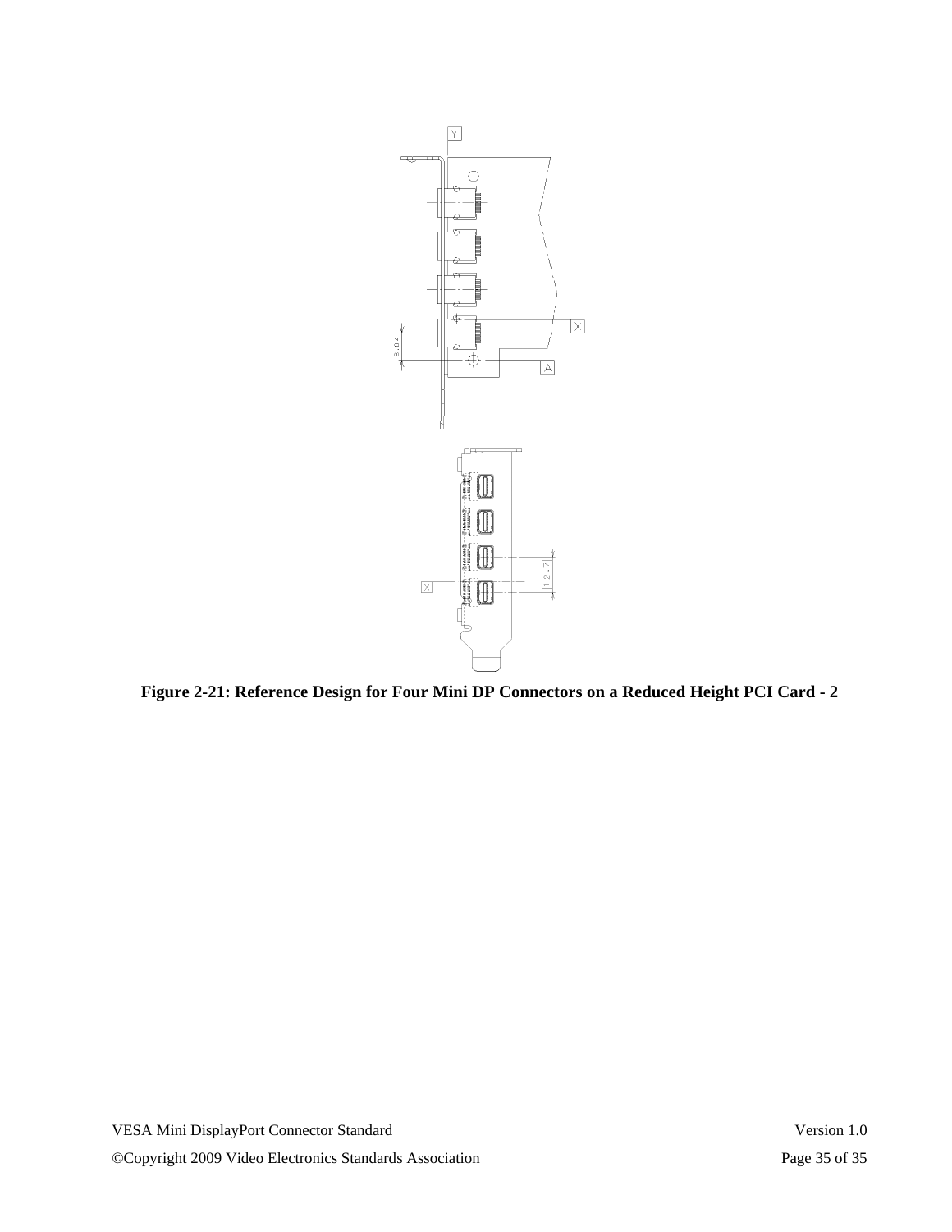Y

X

A

8.04

X

12.7

**Figure 2-21: Reference Design for Four Mini DP Connectors on a Reduced Height PCI Card - 2**